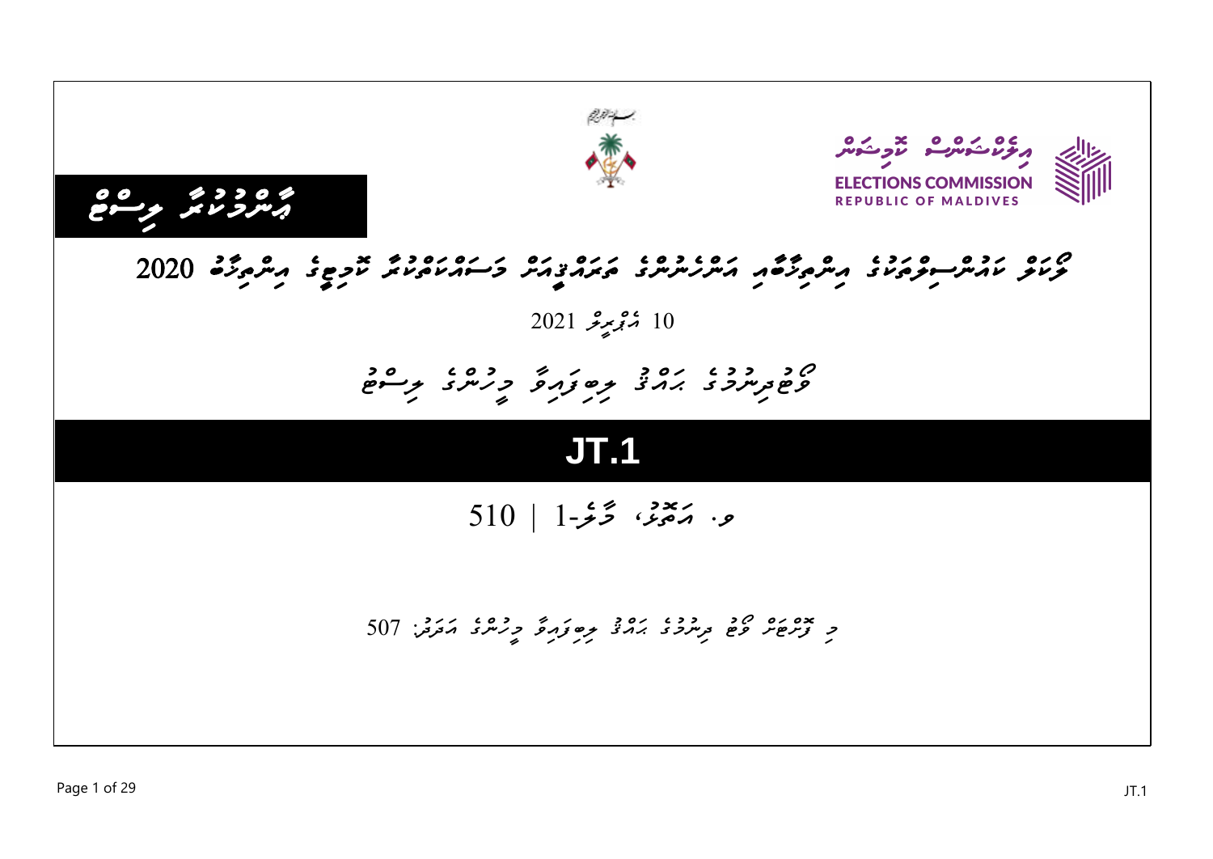އިލެކްޝަންސް ކޮމިޝަން

ELECTIONS COMMISSION
REPUBLIC OF MALDIVES

އަންނުމާރާ ލިސްޓު

# ލޯކަލް ކައުންސިލްތަކުގެ އިންތިޚާބާއި އަންހެނުންގެ ތަރައްޤީއަށް މަސައްކަތްކުރާ ކޮމިޓީގެ އިންތިޚާބު 2020

10 އެޕްރީލް 2021

## ވޯޓުދިނުމުގެ ހައްޤު ލިބިފައިވާ މީހުންގެ ލިސްޓު

# JT.1

## ވ. އަތޮޅު، މާލެ-1 | 510

މި ފޯރމަށް ވޯޓު ދިނުމުގެ ހައްޤު ލިބިފައިވާ މީހުންގެ އަދަދު: 507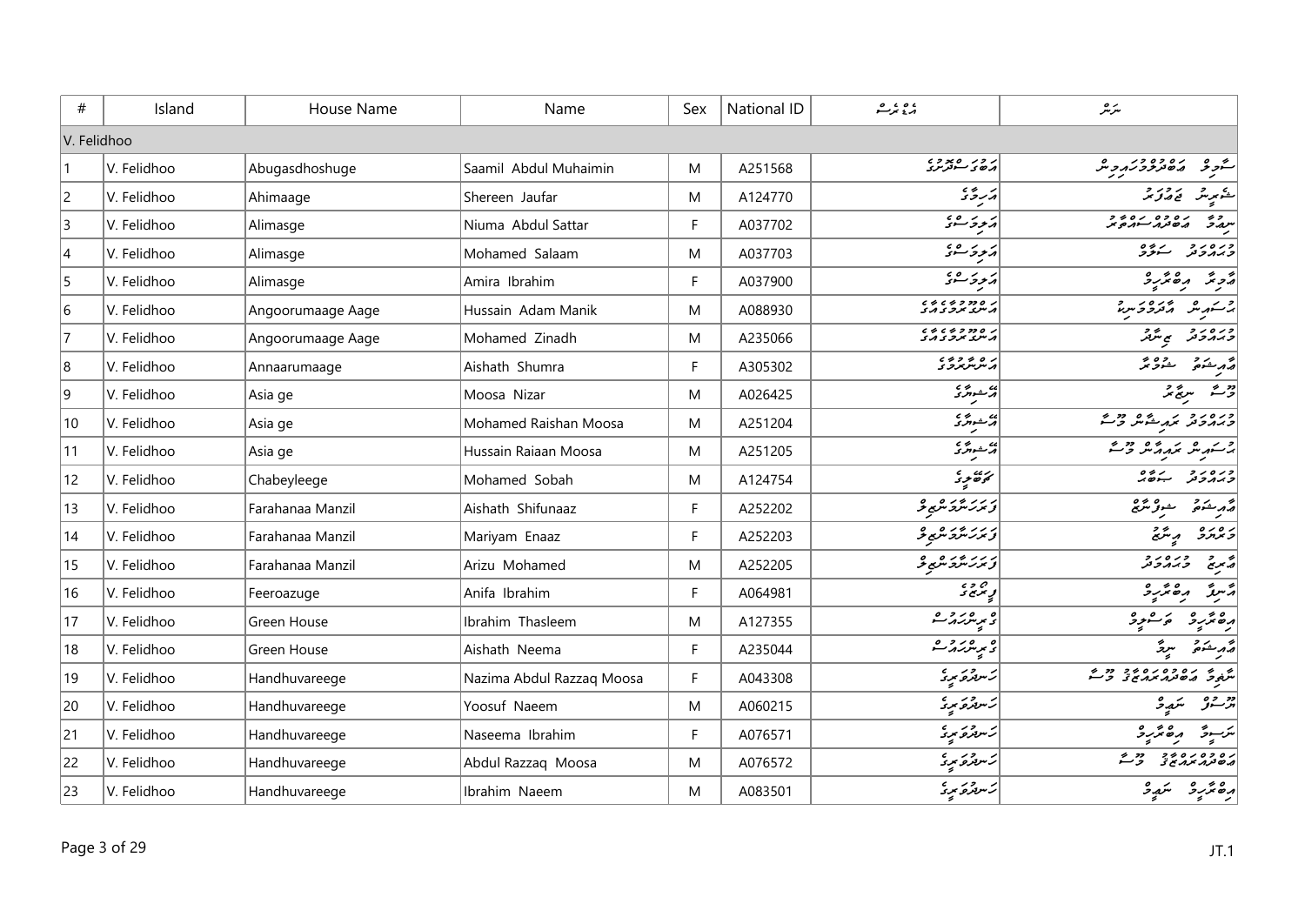| # | Island | House Name | Name | Sex | National ID | ގެއެޑްރެސް | ނަން |
|---|---|---|---|---|---|---|---|
| V. Felidhoo | | | | | | | |
| 1 | V. Felidhoo | Abugasdhoshuge | Saamil Abdul Muhaimin | M | A251568 | އަބުގަސްދޮށުގެ | ސާމިލް އަބްދުލްމުހައިމިން |
| 2 | V. Felidhoo | Ahimaage | Shereen Jaufar | M | A124770 | އަހިމާގެ | ޝެރީން ޖައުފަރު |
| 3 | V. Felidhoo | Alimasge | Niuma Abdul Sattar | F | A037702 | އަލިމަސްގެ | ނިޢުމާ އަބްދުލްސައްތާރު |
| 4 | V. Felidhoo | Alimasge | Mohamed Salaam | M | A037703 | އަލިމަސްގެ | މުޙައްމަދު ސަލާމް |
| 5 | V. Felidhoo | Alimasge | Amira Ibrahim | F | A037900 | އަލިމަސްގެ | އާމިރާ އިބްރާހީމް |
| 6 | V. Felidhoo | Angoorumaage Aage | Hussain Adam Manik | M | A088930 | އަނގޫރުމާގެއާގެ | ހުސައިން އާދަމްމަނިކު |
| 7 | V. Felidhoo | Angoorumaage Aage | Mohamed Zinadh | M | A235066 | އަނގޫރުމާގެއާގެ | މުޙައްމަދު ޒިނާދު |
| 8 | V. Felidhoo | Annaarumaage | Aishath Shumra | F | A305302 | އަންނާރުމާގެ | އާއިޝަތު ޝުމްރާ |
| 9 | V. Felidhoo | Asia ge | Moosa Nizar | M | A026425 | އޭޝިއާގެ | މޫސާ ނިޒާރު |
| 10 | V. Felidhoo | Asia ge | Mohamed Raishan Moosa | M | A251204 | އޭޝިއާގެ | މުޙައްމަދު ރައިޝާން މޫސާ |
| 11 | V. Felidhoo | Asia ge | Hussain Raiaan Moosa | M | A251205 | އޭޝިއާގެ | ހުސައިން ރައިއާން މޫސާ |
| 12 | V. Felidhoo | Chabeyleege | Mohamed Sobah | M | A124754 | ޗަބޭލީގެ | މުޙައްމަދު ސަބާހް |
| 13 | V. Felidhoo | Farahanaa Manzil | Aishath Shifunaaz | F | A252202 | ފަރަހަނާމަންޒިލް | އާއިޝަތު ޝިފުނާޒް |
| 14 | V. Felidhoo | Farahanaa Manzil | Mariyam Enaaz | F | A252203 | ފަރަހަނާމަންޒިލް | މަރިޔަމް އީނާޒް |
| 15 | V. Felidhoo | Farahanaa Manzil | Arizu Mohamed | M | A252205 | ފަރަހަނާމަންޒިލް | އާރިޒު މުޙައްމަދު |
| 16 | V. Felidhoo | Feeroazuge | Anifa Ibrahim | F | A064981 | ފީރޯޒުގެ | އަނީފާ އިބްރާހީމް |
| 17 | V. Felidhoo | Green House | Ibrahim Thasleem | M | A127355 | ގުރީންހައުސް | އިބްރާހީމް ތަސްލީމް |
| 18 | V. Felidhoo | Green House | Aishath Neema | F | A235044 | ގުރީންހައުސް | އާއިޝަތު ނީމާ |
| 19 | V. Felidhoo | Handhuvareege | Nazima Abdul Razzaq Moosa | F | A043308 | ހަނދުވަރީގެ | ނާޒިމާ އަބްދުއްރައްޒާޤު މޫސާ |
| 20 | V. Felidhoo | Handhuvareege | Yoosuf Naeem | M | A060215 | ހަނދުވަރީގެ | ޔޫސުފް ނައީމް |
| 21 | V. Felidhoo | Handhuvareege | Naseema Ibrahim | F | A076571 | ހަނދުވަރީގެ | ނަސީމާ އިބްރާހީމް |
| 22 | V. Felidhoo | Handhuvareege | Abdul Razzaq Moosa | M | A076572 | ހަނދުވަރީގެ | އަބްދުއްރައްޒާޤު މޫސާ |
| 23 | V. Felidhoo | Handhuvareege | Ibrahim Naeem | M | A083501 | ހަނދުވަރީގެ | އިބްރާހީމް ނައީމް |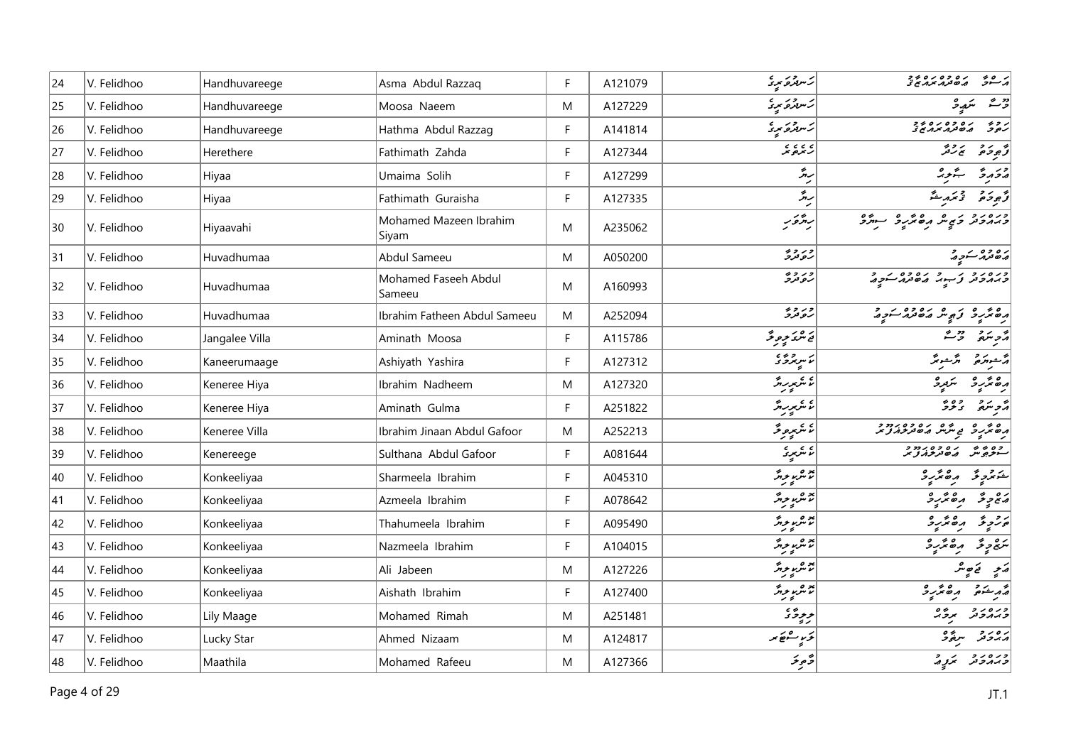| 24 | V. Felidhoo | Handhuvareege | Asma Abdul Razzaq | F | A121079 | ހަނދުވަރީގެ | އަސްމާ އަބްދުއް ރައްޒާޤު |
|---|---|---|---|---|---|---|---|
| 25 | V. Felidhoo | Handhuvareege | Moosa Naeem | M | A127229 | ހަނދުވަރީގެ | މޫސާ ނަޢީމް |
| 26 | V. Felidhoo | Handhuvareege | Hathma Abdul Razzag | F | A141814 | ހަނދުވަރީގެ | ހަތުމާ އަބްދުއް ރައްޒާގު |
| 27 | V. Felidhoo | Herethere | Fathimath Zahda | F | A127344 | ހެރެތެރެ | ފާތިމަތު ޒަހުދާ |
| 28 | V. Felidhoo | Hiyaa | Umaima Solih | F | A127299 | ހިޔާ | އުމައިމާ ޞާލިޙް |
| 29 | V. Felidhoo | Hiyaa | Fathimath Guraisha | F | A127335 | ހިޔާ | ފާތިމަތު ގުރައިޝާ |
| 30 | V. Felidhoo | Hiyaavahi | Mohamed Mazeen Ibrahim Siyam | M | A235062 | ހިޔާވަހި | މުޙައްމަދު މަޒީން އިބްރާހީމް ސިޔާމް |
| 31 | V. Felidhoo | Huvadhumaa | Abdul Sameeu | M | A050200 | ހުވަދުމާ | އަބްދުލް ސަމީޢު |
| 32 | V. Felidhoo | Huvadhumaa | Mohamed Faseeh Abdul Sameeu | M | A160993 | ހުވަދުމާ | މުޙައްމަދު ފަސީޙު އަބްދުލްސަމީޢު |
| 33 | V. Felidhoo | Huvadhumaa | Ibrahim Fatheen Abdul Sameeu | M | A252094 | ހުވަދުމާ | އިބްރާހީމް ފަތީން އަބްދުލްސަމީޢު |
| 34 | V. Felidhoo | Jangalee Villa | Aminath Moosa | F | A115786 | ޖަންގަލީވިލާ | އާމިނަތު މޫސާ |
| 35 | V. Felidhoo | Kaneerumaage | Ashiyath Yashira | F | A127312 |ކަނީރުމާގެ | އާޝިޔަތު ޔާޝިރާ |
| 36 | V. Felidhoo | Keneree Hiya | Ibrahim Nadheem | M | A127320 | ކެނެރީހިޔާ | އިބްރާހީމް ނަދީމް |
| 37 | V. Felidhoo | Keneree Hiya | Aminath Gulma | F | A251822 | ކެނެރީހިޔާ | އާމިނަތު ގުލްމާ |
| 38 | V. Felidhoo | Keneree Villa | Ibrahim Jinaan Abdul Gafoor | M | A252213 | ކެނެރީވިލާ | އިބްރާހީމް ޖިނާން އަބްދުލްޣަފޫރު |
| 39 | V. Felidhoo | Kenereege | Sulthana Abdul Gafoor | F | A081644 | ކެނެރީގެ | ސުލްޠާނާ އަބްދުލްޣަފޫރު |
| 40 | V. Felidhoo | Konkeeliyaa | Sharmeela Ibrahim | F | A045310 | ކޮންކީލިޔާ | ޝަރުމީލާ އިބްރާހީމް |
| 41 | V. Felidhoo | Konkeeliyaa | Azmeela Ibrahim | F | A078642 | ކޮންކީލިޔާ | އަޒްމީލާ އިބްރާހީމް |
| 42 | V. Felidhoo | Konkeeliyaa | Thahumeela Ibrahim | F | A095490 | ކޮންކީލިޔާ | ތަހުމީލާ އިބްރާހީމް |
| 43 | V. Felidhoo | Konkeeliyaa | Nazmeela Ibrahim | F | A104015 | ކޮންކީލިޔާ | ނަޒްމީލާ އިބްރާހީމް |
| 44 | V. Felidhoo | Konkeeliyaa | Ali Jabeen | M | A127226 | ކޮންކީލިޔާ | އަލި ޖަބީން |
| 45 | V. Felidhoo | Konkeeliyaa | Aishath Ibrahim | F | A127400 | ކޮންކީލިޔާ | އާއިޝަތު އިބްރާހީމް |
| 46 | V. Felidhoo | Lily Maage | Mohamed Rimah | M | A251481 | ލިލީމާގެ | މުޙައްމަދު ރިމާޙް |
| 47 | V. Felidhoo | Lucky Star | Ahmed Nizaam | M | A124817 | ލަކީސްޓަރ | އަޙްމަދު ނިޒާމް |
| 48 | V. Felidhoo | Maathila | Mohamed Rafeeu | M | A127366 | މާތިލަ | މުޙައްމަދު ރަފީޢު |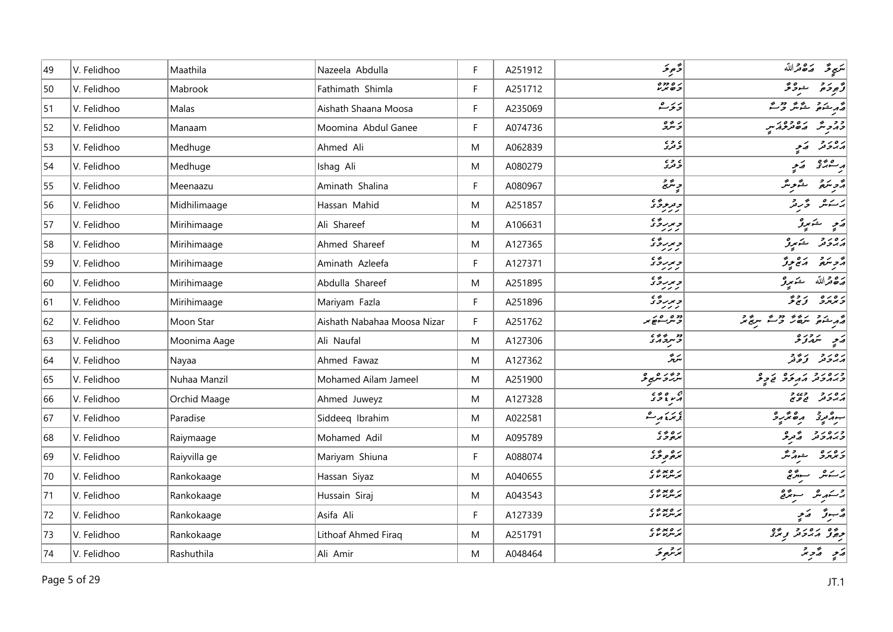| 49 | V. Felidhoo | Maathila | Nazeela Abdulla | F | A251912 | ޑާތިލަ | ނަޒީލާ އަބްދުﷲ |
|---|---|---|---|---|---|---|---|
| 50 | V. Felidhoo | Mabrook | Fathimath Shimla | F | A251712 | މަބްރޫކް | ފާތިމަތު ޝިމްލާ |
| 51 | V. Felidhoo | Malas | Aishath Shaana Moosa | F | A235069 | މަލަސް | އާއިޝަތު ޝާނާ މޫސާ |
| 52 | V. Felidhoo | Manaam | Moomina Abdul Ganee | F | A074736 | މަނާމް | މޫމިނާ އަބްދުލްޣަނީ |
| 53 | V. Felidhoo | Medhuge | Ahmed Ali | M | A062839 | މެދުގެ | އަޙްމަދު އަލީ |
| 54 | V. Felidhoo | Medhuge | Ishag Ali | M | A080279 | މެދުގެ | އިސްޙާޤު އަލީ |
| 55 | V. Felidhoo | Meenaazu | Aminath Shalina | F | A080967 | މީނާޒު | އާމިނަތު ޝާލިނާ |
| 56 | V. Felidhoo | Midhilimaage | Hassan Mahid | M | A251857 | މިދިލިމާގެ | ހަސަން މާހިދު |
| 57 | V. Felidhoo | Mirihimaage | Ali Shareef | M | A106631 | މިރިހިމާގެ | އަލީ ޝަރީފް |
| 58 | V. Felidhoo | Mirihimaage | Ahmed Shareef | M | A127365 | މިރިހިމާގެ | އަޙްމަދު ޝަރީފް |
| 59 | V. Felidhoo | Mirihimaage | Aminath Azleefa | F | A127371 | މިރިހިމާގެ | އާމިނަތު އަޒްލީފާ |
| 60 | V. Felidhoo | Mirihimaage | Abdulla Shareef | M | A251895 | މިރިހިމާގެ | އަބްދުﷲ ޝަރީފް |
| 61 | V. Felidhoo | Mirihimaage | Mariyam Fazla | F | A251896 | މިރިހިމާގެ | މަރިޔަމް ފަޟްލާ |
| 62 | V. Felidhoo | Moon Star | Aishath Nabahaa Moosa Nizar | F | A251762 | މޫންސްޓާރ | އާއިޝަތު ނަބަހާ މޫސާ ނިޒާރު |
| 63 | V. Felidhoo | Moonima Aage | Ali Naufal | M | A127306 | މޫނިމާއާގެ | އަލީ ނައުފަލް |
| 64 | V. Felidhoo | Nayaa | Ahmed Fawaz | M | A127362 | ނަޔާ | އަޙްމަދު ފަވާޒު |
| 65 | V. Felidhoo | Nuhaa Manzil | Mohamed Ailam Jameel | M | A251900 | ނުހާމަންޒިލް | މުޙައްމަދު އައިލަމް ޖަމީލް |
| 66 | V. Felidhoo | Orchid Maage | Ahmed Juweyz | M | A127328 | އޯކިޑްމާގެ | އަޙްމަދު ޖުވޭޒް |
| 67 | V. Felidhoo | Paradise | Siddeeq Ibrahim | M | A022581 | ޕެރަޑައިސް | ސިއްދީޤު އިބްރާހީމް |
| 68 | V. Felidhoo | Raiymaage | Mohamed Adil | M | A095789 | ރައްޔިމާގެ | މުޙައްމަދު އާދިލް |
| 69 | V. Felidhoo | Raiyvilla ge | Mariyam Shiuna | F | A088074 | ރައްޔިވިލާގެ | މަރިޔަމް ޝިއުނާ |
| 70 | V. Felidhoo | Rankokaage | Hassan Siyaz | M | A040655 | ރަންކޮކާގެ | ހަސަން ސިޔާޒް |
| 71 | V. Felidhoo | Rankokaage | Hussain Siraj | M | A043543 | ރަންކޮކާގެ | ޙުސައިން ސިރާޖް |
| 72 | V. Felidhoo | Rankokaage | Asifa Ali | F | A127339 | ރަންކޮކާގެ | އާސިފާ އަލީ |
| 73 | V. Felidhoo | Rankokaage | Lithoaf Ahmed Firaq | M | A251791 | ރަންކޮކާގެ | ލިތޯފް އަޙްމަދު ފިރާގު |
| 74 | V. Felidhoo | Rashuthila | Ali Amir | M | A048464 | ރަޝުތިލަ | އަލީ އާމިރު |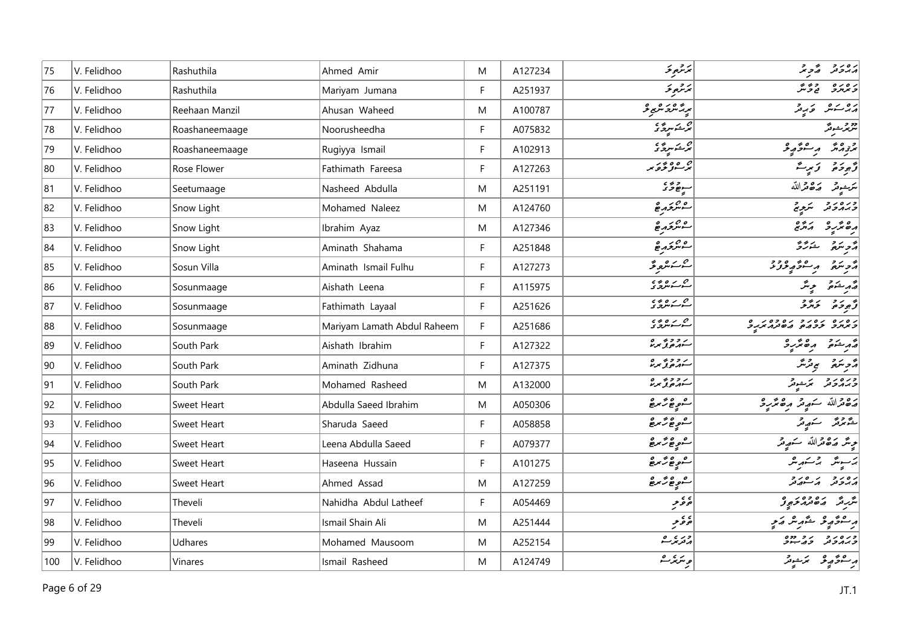| 75 | V. Felidhoo | Rashuthila | Ahmed Amir | M | A127234 | ރަޝުތިލަ | އަޙްމަދު އާމިރު |
|---|---|---|---|---|---|---|---|
| 76 | V. Felidhoo | Rashuthila | Mariyam Jumana | F | A251937 | ރަޝުތިލަ | މަރިޔަމް ޖުމާނާ |
| 77 | V. Felidhoo | Reehaan Manzil | Ahusan Waheed | M | A100787 | ރީހާން މަންޒިލް | އަހުސަން ވަޙީދު |
| 78 | V. Felidhoo | Roashaneemaage | Noorusheedha | F | A075832 | ރޯޝަނީމާގެ | ނޫރުޝީދާ |
| 79 | V. Felidhoo | Roashaneemaage | Rugiyya Ismail | F | A102913 | ރޯޝަނީމާގެ | ރުގިއްޔާ އިސްމާޢީލް |
| 80 | V. Felidhoo | Rose Flower | Fathimath Fareesa | F | A127263 | ރޯސްފްލަވަރ | ފާތިމަތު ފަރީސާ |
| 81 | V. Felidhoo | Seetumaage | Nasheed Abdulla | M | A251191 | ސީޓުމާގެ | ނަޝީދު އަބްދުﷲ |
| 82 | V. Felidhoo | Snow Light | Mohamed Naleez | M | A124760 | ސްނޯލައިޓް | މުޙައްމަދު ނަލީޒް |
| 83 | V. Felidhoo | Snow Light | Ibrahim Ayaz | M | A127346 | ސްނޯލައިޓް | އިބްރާހީމް އަޔާޒް |
| 84 | V. Felidhoo | Snow Light | Aminath Shahama | F | A251848 | ސްނޯލައިޓް | އާމިނަތު ޝަހާމާ |
| 85 | V. Felidhoo | Sosun Villa | Aminath Ismail Fulhu | F | A127273 | ސޮސުންވިލާ | އާމިނަތު އިސްމާޢީލްފުޅު |
| 86 | V. Felidhoo | Sosunmaage | Aishath Leena | F | A115975 | ސޮސުންމާގެ | އާއިޝަތު ލީނާ |
| 87 | V. Felidhoo | Sosunmaage | Fathimath Layaal | F | A251626 | ސޮސުންމާގެ | ފާތިމަތު ލަޔާލް |
| 88 | V. Felidhoo | Sosunmaage | Mariyam Lamath Abdul Raheem | F | A251686 | ސޮސުންމާގެ | މަރިޔަމް ލަމްޢަތު އަބްދުއްރަޙީމް |
| 89 | V. Felidhoo | South Park | Aishath Ibrahim | F | A127322 | ސައުތުޕާރކް | އާއިޝަތު އިބްރާހީމް |
| 90 | V. Felidhoo | South Park | Aminath Zidhuna | F | A127375 | ސައުތުޕާރކް | އާމިނަތު ޒިދުނާ |
| 91 | V. Felidhoo | South Park | Mohamed Rasheed | M | A132000 | ސައުތުޕާރކް | މުޙައްމަދު ރަޝީދު |
| 92 | V. Felidhoo | Sweet Heart | Abdulla Saeed Ibrahim | M | A050306 | ސްވީޓްހާޓް | އަބްދުﷲ ސަޢީދު އިބްރާހީމް |
| 93 | V. Felidhoo | Sweet Heart | Sharuda Saeed | F | A058858 | ސްވީޓްހާޓް | ޝާރުދާ ސަޢީދު |
| 94 | V. Felidhoo | Sweet Heart | Leena Abdulla Saeed | F | A079377 | ސްވީޓްހާޓް | ލީނާ އަބްދުﷲ ސަޢީދު |
| 95 | V. Felidhoo | Sweet Heart | Haseena Hussain | F | A101275 | ސްވީޓްހާޓް | ހަސީނާ ހުސައިން |
| 96 | V. Felidhoo | Sweet Heart | Ahmed Assad | M | A127259 | ސްވީޓްހާޓް | އަޙްމަދު އަސްޢަދު |
| 97 | V. Felidhoo | Theveli | Nahidha Abdul Latheef | F | A054469 | ތެވެލި | ނާހިދާ އަބްދުއްލަޠީފް |
| 98 | V. Felidhoo | Theveli | Ismail Shain Ali | M | A251444 | ތެވެލި | އިސްމާޢީލް ޝާއިން އަލި |
| 99 | V. Felidhoo | Udhares | Mohamed Mausoom | M | A252154 | އުދަރެސް | މުޙައްމަދު މައުޞޫމް |
| 100 | V. Felidhoo | Vinares | Ismail Rasheed | M | A124749 | ވިނަރެސް | އިސްމާޢީލް ރަޝީދު |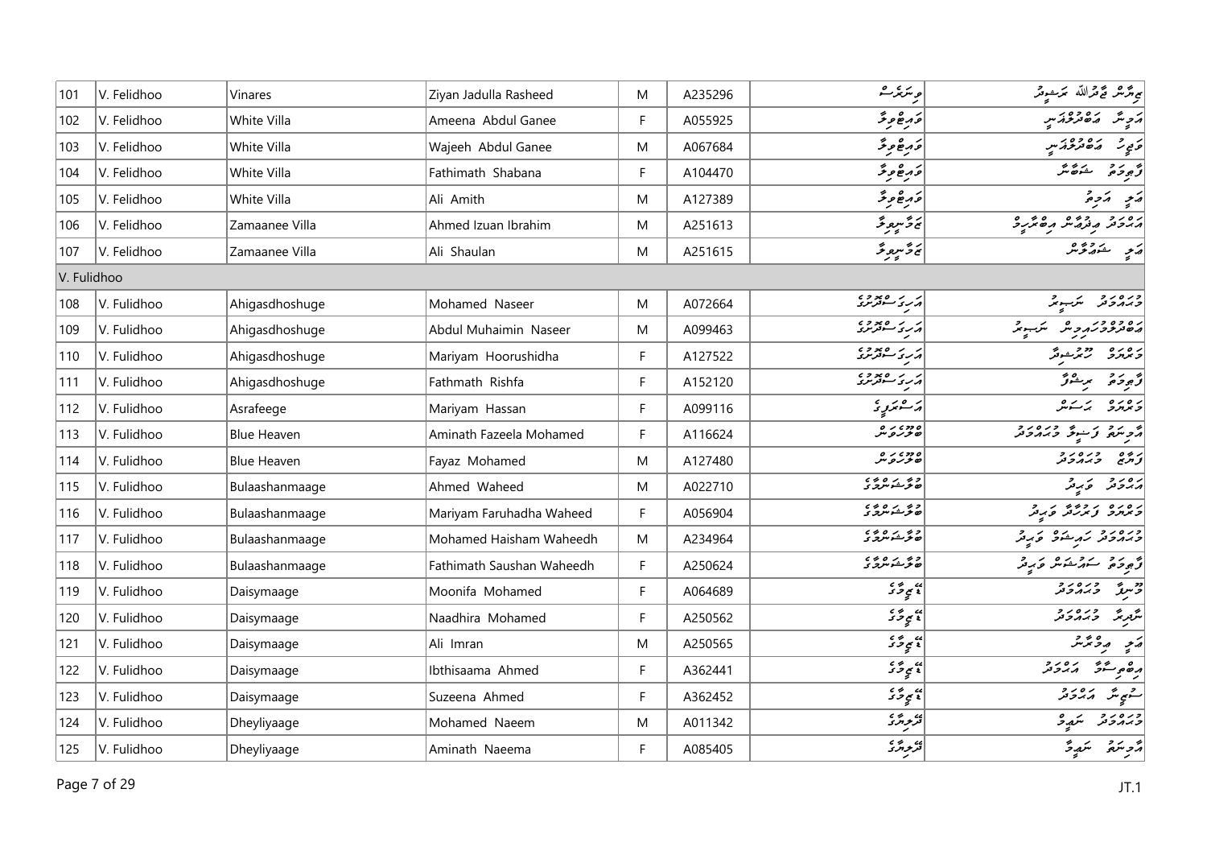| 101 | V. Felidhoo | Vinares | Ziyan Jadulla Rasheed | M | A235296 | ވިނަރެސް | ޒިޔާން ޖަދުالله ރަޝީދު |
|---|---|---|---|---|---|---|---|
| 102 | V. Felidhoo | White Villa | Ameena Abdul Ganee | F | A055925 | ވައިޓްވިލާ | އަމީނާ އަބްދުލްޣަނީ |
| 103 | V. Felidhoo | White Villa | Wajeeh Abdul Ganee | M | A067684 | ވައިޓްވިލާ | ވަޖީހު އަބްދުލްޣަނީ |
| 104 | V. Felidhoo | White Villa | Fathimath Shabana | F | A104470 | ވައިޓްވިލާ | ފާތިމަތު ޝަބާނާ |
| 105 | V. Felidhoo | White Villa | Ali Amith | M | A127389 | ވައިޓްވިލާ | އަލި އަމިތު |
| 106 | V. Felidhoo | Zamaanee Villa | Ahmed Izuan Ibrahim | M | A251613 | ޒަމާނީވިލާ | އަހްމަދު އިޒުއާން އިބްރާހީމް |
| 107 | V. Felidhoo | Zamaanee Villa | Ali Shaulan | M | A251615 | ޒަމާނީވިލާ | އަލި ޝައުލާން |
| V. Fulidhoo | | | | | | | |
| 108 | V. Fulidhoo | Ahigasdhoshuge | Mohamed Naseer | M | A072664 | އަހިގަސްދޮށުގެ | މުހައްމަދު ނަސީރު |
| 109 | V. Fulidhoo | Ahigasdhoshuge | Abdul Muhaimin Naseer | M | A099463 | އަހިގަސްދޮށުގެ | އަބްދުލްމުހައިމިން ނަސީރު |
| 110 | V. Fulidhoo | Ahigasdhoshuge | Mariyam Hoorushidha | F | A127522 | އަހިގަސްދޮށުގެ | މަރިޔަމް ހޫރުޝިދާ |
| 111 | V. Fulidhoo | Ahigasdhoshuge | Fathmath Rishfa | F | A152120 | އަހިގަސްދޮށުގެ | ފާތިމަތު ރިޝްފާ |
| 112 | V. Fulidhoo | Asrafeege | Mariyam Hassan | F | A099116 | އަސްރަފީގެ | މަރިޔަމް ހަސަން |
| 113 | V. Fulidhoo | Blue Heaven | Aminath Fazeela Mohamed | F | A116624 | ބްލޫހެވަން | އާމިނަތު ފަޒީލާ މުހައްމަދު |
| 114 | V. Fulidhoo | Blue Heaven | Fayaz Mohamed | M | A127480 | ބްލޫހެވަން | ފައްޔާޒު މުހައްމަދު |
| 115 | V. Fulidhoo | Bulaashanmaage | Ahmed Waheed | M | A022710 | ބުލާޝަންމާގެ | އަހްމަދު ވަހީދު |
| 116 | V. Fulidhoo | Bulaashanmaage | Mariyam Faruhadha Waheed | F | A056904 | ބުލާޝަންމާގެ | މަރިޔަމް ފަރުހަދާ ވަހީދު |
| 117 | V. Fulidhoo | Bulaashanmaage | Mohamed Haisham Waheedh | M | A234964 | ބުލާޝަންމާގެ | މުހައްމަދު ހައިޝަމް ވަހީދު |
| 118 | V. Fulidhoo | Bulaashanmaage | Fathimath Saushan Waheedh | F | A250624 | ބުލާޝަންމާގެ | ފާތިމަތު ސައުޝަން ވަހީދު |
| 119 | V. Fulidhoo | Daisymaage | Moonifa Mohamed | F | A064689 | ޑޭޒީމާގެ | މޫނިފާ މުހައްމަދު |
| 120 | V. Fulidhoo | Daisymaage | Naadhira Mohamed | F | A250562 | ޑޭޒީމާގެ | ނާދިރާ މުހައްމަދު |
| 121 | V. Fulidhoo | Daisymaage | Ali Imran | M | A250565 | ޑޭޒީމާގެ | އަލި އިމްރާން |
| 122 | V. Fulidhoo | Daisymaage | Ibthisaama Ahmed | F | A362441 | ޑޭޒީމާގެ | އިބްތިސާމާ އަހްމަދު |
| 123 | V. Fulidhoo | Daisymaage | Suzeena Ahmed | F | A362452 | ޑޭޒީމާގެ | ސުޒީނާ އަހްމަދު |
| 124 | V. Fulidhoo | Dheyliyaage | Mohamed Naeem | M | A011342 | ދޭލިޔާގެ | މުހައްމަދު ނަޢީމް |
| 125 | V. Fulidhoo | Dheyliyaage | Aminath Naeema | F | A085405 | ދޭލިޔާގެ | އާމިނަތު ނަޢީމާ |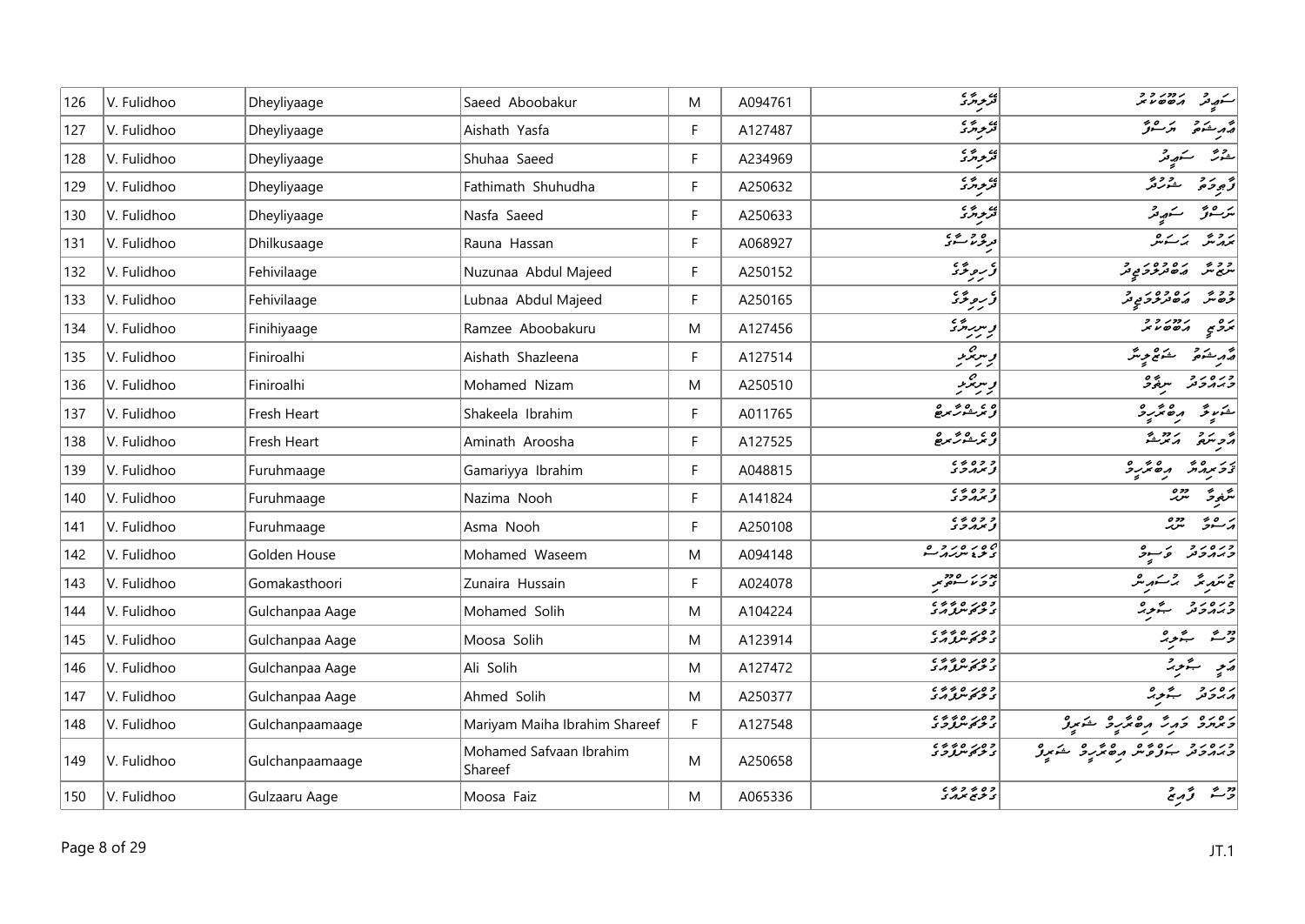| 126 | V. Fulidhoo | Dheyliyaage | Saeed Aboobakur | M | A094761 | ދޭލިޔާގެ | ސައީދު އަބޫބަކުރު |
|---|---|---|---|---|---|---|---|
| 127 | V. Fulidhoo | Dheyliyaage | Aishath Yasfa | F | A127487 | ދޭލިޔާގެ | އާއިޝަތު ޔަސްފާ |
| 128 | V. Fulidhoo | Dheyliyaage | Shuhaa Saeed | F | A234969 | ދޭލިޔާގެ | ޝުހާ ސައީދު |
| 129 | V. Fulidhoo | Dheyliyaage | Fathimath Shuhudha | F | A250632 | ދޭލިޔާގެ | ފާތިމަތު ޝުހުދާ |
| 130 | V. Fulidhoo | Dheyliyaage | Nasfa Saeed | F | A250633 | ދޭލިޔާގެ | ނަސްފާ ސައީދު |
| 131 | V. Fulidhoo | Dhilkusaage | Rauna Hassan | F | A068927 | ދިލްކުސާގެ | ރައުނާ ހަސަން |
| 132 | V. Fulidhoo | Fehivilaage | Nuzunaa Abdul Majeed | F | A250152 | ފެހިވިލާގެ | ނުޒުނާ އަބްދުލްމަޖީދު |
| 133 | V. Fulidhoo | Fehivilaage | Lubnaa Abdul Majeed | F | A250165 | ފެހިވިލާގެ | ލުބްނާ އަބްދުލްމަޖީދު |
| 134 | V. Fulidhoo | Finihiyaage | Ramzee Aboobakuru | M | A127456 | ފިނިހިޔާގެ | ރަމްޒީ އަބޫބަކުރު |
| 135 | V. Fulidhoo | Finiroalhi | Aishath Shazleena | F | A127514 | ފިނިރޯޅި | އާއިޝަތު ޝަޒްލީނާ |
| 136 | V. Fulidhoo | Finiroalhi | Mohamed Nizam | M | A250510 | ފިނިރޯޅި | މުހައްމަދު ނިޒާމް |
| 137 | V. Fulidhoo | Fresh Heart | Shakeela Ibrahim | F | A011765 | ފްރެޝްހާޓް | ޝަކީލާ އިބްރާހީމް |
| 138 | V. Fulidhoo | Fresh Heart | Aminath Aroosha | F | A127525 | ފްރެޝްހާޓް | އާމިނަތު އަރޫޝާ |
| 139 | V. Fulidhoo | Furuhmaage | Gamariyya Ibrahim | F | A048815 | ފުރުއްމާގެ | ގަމަރިއްޔާ އިބްރާހީމް |
| 140 | V. Fulidhoo | Furuhmaage | Nazima Nooh | F | A141824 | ފުރުއްމާގެ | ނާޒިމާ ނޫހް |
| 141 | V. Fulidhoo | Furuhmaage | Asma Nooh | F | A250108 | ފުރުއްމާގެ | އަސްމާ ނޫހް |
| 142 | V. Fulidhoo | Golden House | Mohamed Waseem | M | A094148 | ގޯލްޑަންހައުސް | މުހައްމަދު ވަސީމް |
| 143 | V. Fulidhoo | Gomakasthoori | Zunaira Hussain | F | A024078 | ގޯމަކަސްތޫރި | ޒުނައިރާ ހުސައިން |
| 144 | V. Fulidhoo | Gulchanpaa Aage | Mohamed Solih | M | A104224 | ގުލްޗަންޕާއާގެ | މުހައްމަދު ޞާލިހު |
| 145 | V. Fulidhoo | Gulchanpaa Aage | Moosa Solih | M | A123914 | ގުލްޗަންޕާއާގެ | މޫސާ ޞާލިހު |
| 146 | V. Fulidhoo | Gulchanpaa Aage | Ali Solih | M | A127472 | ގުލްޗަންޕާއާގެ | އަލި ޞާލިހު |
| 147 | V. Fulidhoo | Gulchanpaa Aage | Ahmed Solih | M | A250377 | ގުލްޗަންޕާއާގެ | އަހުމަދު ޞާލިހު |
| 148 | V. Fulidhoo | Gulchanpaamaage | Mariyam Maiha Ibrahim Shareef | F | A127548 | ގުލްޗަންޕާމާގެ | މަރިޔަމް މައިހާ އިބްރާހީމް ޝަރީފް |
| 149 | V. Fulidhoo | Gulchanpaamaage | Mohamed Safvaan Ibrahim Shareef | M | A250658 | ގުލްޗަންޕާމާގެ | މުހައްމަދު ސަފްވާން އިބްރާހީމް ޝަރީފް |
| 150 | V. Fulidhoo | Gulzaaru Aage | Moosa Faiz | M | A065336 | ގުލްޒާރުއާގެ | މޫސާ ފާއިޒު |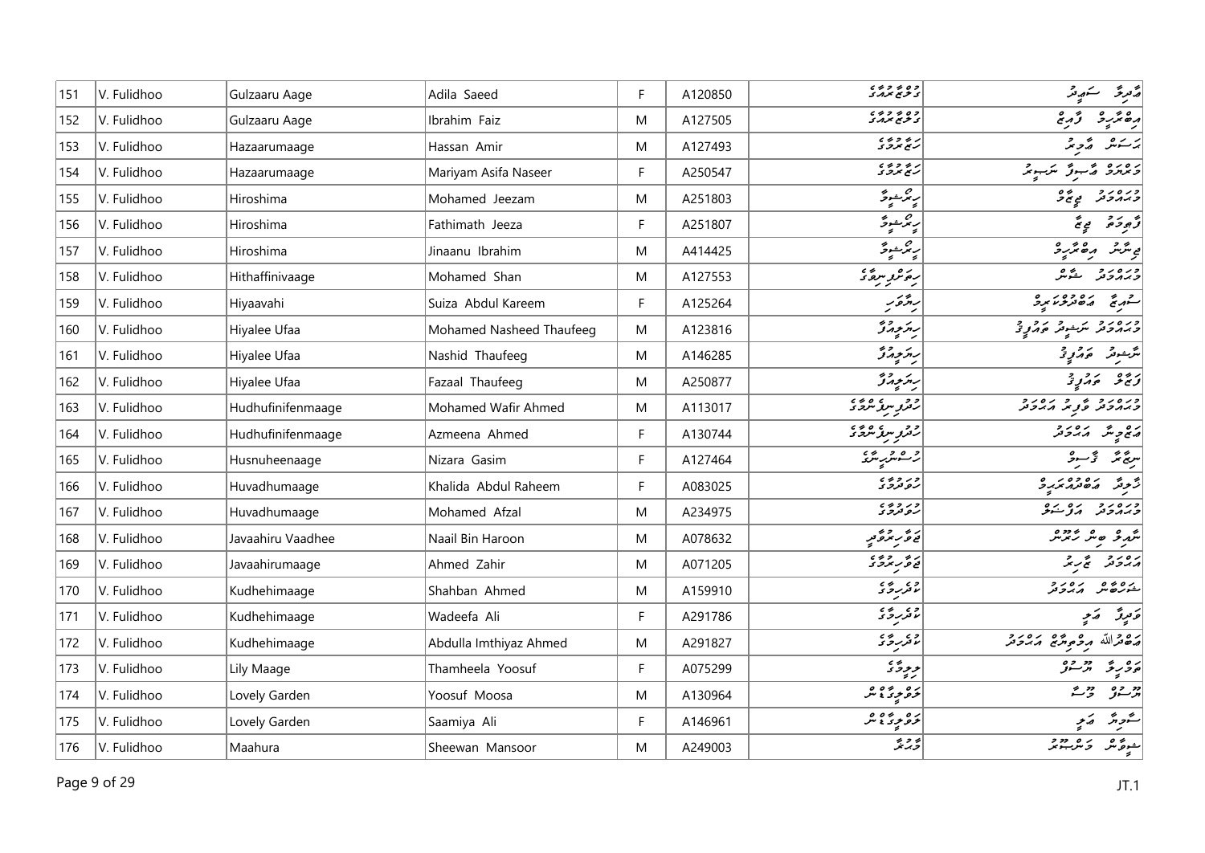| 151 | V. Fulidhoo | Gulzaaru Aage | Adila Saeed | F | A120850 | ގުލްޒާރުއާގެ | އާދިލާ ސައީދު |
|---|---|---|---|---|---|---|---|
| 152 | V. Fulidhoo | Gulzaaru Aage | Ibrahim Faiz | M | A127505 | ގުލްޒާރުއާގެ | އިބްރާހީމް ފާއިޒު |
| 153 | V. Fulidhoo | Hazaarumaage | Hassan Amir | M | A127493 | ހަޒާރުމާގެ | ހަސަން އާމިރު |
| 154 | V. Fulidhoo | Hazaarumaage | Mariyam Asifa Naseer | F | A250547 | ހަޒާރުމާގެ | މަރިޔަމް އާސިފާ ނަސީރު |
| 155 | V. Fulidhoo | Hiroshima | Mohamed Jeezam | M | A251803 | ހިރޮޝިމާ | މުޙައްމަދު ޖީޒާމް |
| 156 | V. Fulidhoo | Hiroshima | Fathimath Jeeza | F | A251807 | ހިރޮޝިމާ | ފާތިމަތު ޖީޒާ |
| 157 | V. Fulidhoo | Hiroshima | Jinaanu Ibrahim | M | A414425 | ހިރޮޝިމާ | ޖިނާނު އިބްރާހީމް |
| 158 | V. Fulidhoo | Hithaffinivaage | Mohamed Shan | M | A127553 | ހިތަފިނިވާގެ | މުޙައްމަދު ޝާން |
| 159 | V. Fulidhoo | Hiyaavahi | Suiza Abdul Kareem | F | A125264 | ހިޔާވަހި | ސުއިޒާ އަބްދުލްކަރީމް |
| 160 | V. Fulidhoo | Hiyalee Ufaa | Mohamed Nasheed Thaufeeg | M | A123816 | ހިޔަލީއުފާ | މުޙައްމަދު ނަޝީދު ތައުފީގު |
| 161 | V. Fulidhoo | Hiyalee Ufaa | Nashid Thaufeeg | M | A146285 | ހިޔަލީއުފާ | ނާޝިދު ތައުފީގު |
| 162 | V. Fulidhoo | Hiyalee Ufaa | Fazaal Thaufeeg | M | A250877 | ހިޔަލީއުފާ | ފަޒާލް ތައުފީގު |
| 163 | V. Fulidhoo | Hudhufinifenmaage | Mohamed Wafir Ahmed | M | A113017 | ހުދުފިނިފެންމާގެ | މުޙައްމަދު ވާފިރު އަޙްމަދު |
| 164 | V. Fulidhoo | Hudhufinifenmaage | Azmeena Ahmed | F | A130744 | ހުދުފިނިފެންމާގެ | އަޒްމީނާ އަޙްމަދު |
| 165 | V. Fulidhoo | Husnuheenaage | Nizara Gasim | F | A127464 | ހުސްނުހީނާގެ | ނިޒާރާ ޤާސިމް |
| 166 | V. Fulidhoo | Huvadhumaage | Khalida Abdul Raheem | F | A083025 | ހުވަދުމާގެ | ހާލިދާ އަބްދުއްރަޙީމް |
| 167 | V. Fulidhoo | Huvadhumaage | Mohamed Afzal | M | A234975 | ހުވަދުމާގެ | މުޙައްމަދު އަފްޒަލް |
| 168 | V. Fulidhoo | Javaahiru Vaadhee | Naail Bin Haroon | M | A078632 | ޖަވާހިރުވާދީ | ނާއިލް ބިން ހާރޫން |
| 169 | V. Fulidhoo | Javaahirumaage | Ahmed Zahir | M | A071205 | ޖަވާހިރުމާގެ | އަޙްމަދު ޒާހިރު |
| 170 | V. Fulidhoo | Kudhehimaage | Shahban Ahmed | M | A159910 | ކުދެހިމާގެ | ޝަޢްބާން އަޙްމަދު |
| 171 | V. Fulidhoo | Kudhehimaage | Wadeefa Ali | F | A291786 | ކުދެހިމާގެ | ވަދީފާ އަލި |
| 172 | V. Fulidhoo | Kudhehimaage | Abdulla Imthiyaz Ahmed | M | A291827 | ކުދެހިމާގެ | އަބްދުﷲ އިމްތިޔާޒް އަޙްމަދު |
| 173 | V. Fulidhoo | Lily Maage | Thamheela Yoosuf | F | A075299 | ލިލީމާގެ | ތަމްހީލާ ޔޫސުފް |
| 174 | V. Fulidhoo | Lovely Garden | Yoosuf Moosa | M | A130964 | ލަވްލީގާޑްން | ޔޫސުފް މޫސާ |
| 175 | V. Fulidhoo | Lovely Garden | Saamiya Ali | F | A146961 | ލަވްލީގާޑްން | ސާމިޔާ އަލި |
| 176 | V. Fulidhoo | Maahura | Sheewan Mansoor | M | A249003 | މާހުރާ | ޝީވާން މަންސޫރު |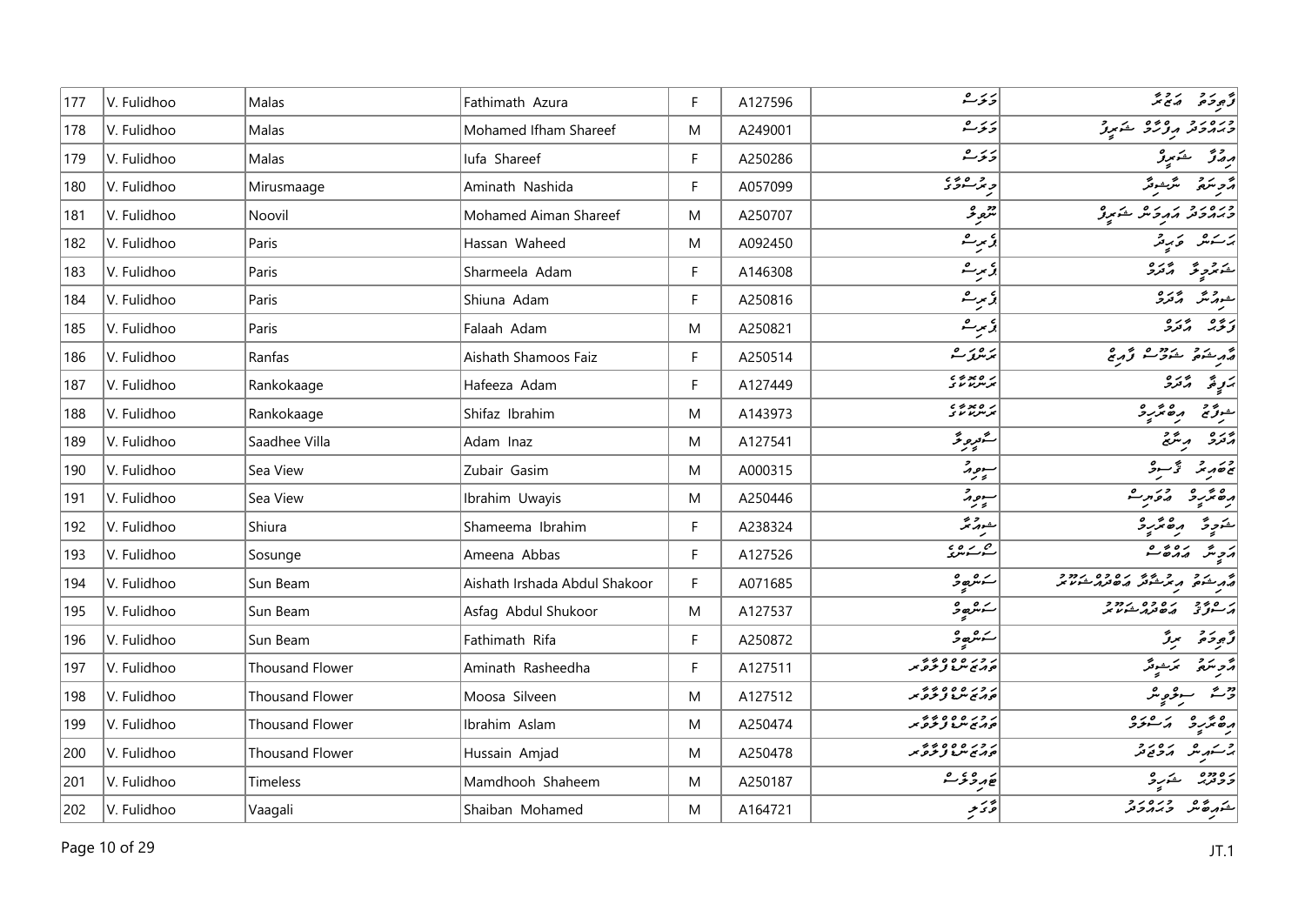| 177 | V. Fulidhoo | Malas | Fathimath Azura | F | A127596 | މަލަސް | ފާތިމަތު އަޒޫރާ |
|---|---|---|---|---|---|---|---|
| 178 | V. Fulidhoo | Malas | Mohamed Ifham Shareef | M | A249001 | މަލަސް | މުހައްމަދު އިފްހާމް ޝަރީފް |
| 179 | V. Fulidhoo | Malas | Iufa Shareef | F | A250286 | މަލަސް | އިއުފާ ޝަރީފް |
| 180 | V. Fulidhoo | Mirusmaage | Aminath Nashida | F | A057099 | މިރުސްމާގެ | އާމިނަތު ނާޝިދާ |
| 181 | V. Fulidhoo | Noovil | Mohamed Aiman Shareef | M | A250707 | ނޫވިލް | މުހައްމަދު އައިމަން ޝަރީފް |
| 182 | V. Fulidhoo | Paris | Hassan Waheed | M | A092450 | ޕެރިސް | ހަސަން ވަހީދު |
| 183 | V. Fulidhoo | Paris | Sharmeela Adam | F | A146308 | ޕެރިސް | ޝަރްމީލާ އާދަމް |
| 184 | V. Fulidhoo | Paris | Shiuna Adam | F | A250816 | ޕެރިސް | ޝިއުނާ އާދަމް |
| 185 | V. Fulidhoo | Paris | Falaah Adam | M | A250821 | ޕެރިސް | ފަލާޙް އާދަމް |
| 186 | V. Fulidhoo | Ranfas | Aishath Shamoos Faiz | F | A250514 | ރަންފަސް | އާއިޝަތު ޝަމޫސް ފާއިޒް |
| 187 | V. Fulidhoo | Rankokaage | Hafeeza Adam | F | A127449 | ރަންކޮކާގެ | ހަފީޒާ އާދަމް |
| 188 | V. Fulidhoo | Rankokaage | Shifaz Ibrahim | M | A143973 | ރަންކޮކާގެ | ޝިފާޒް އިބްރާހީމް |
| 189 | V. Fulidhoo | Saadhee Villa | Adam Inaz | M | A127541 | ސާދީވިލާ | އާދަމް އިނާޒް |
| 190 | V. Fulidhoo | Sea View | Zubair Gasim | M | A000315 | ސީވިއު | ޒުބައިރު ގާސިމް |
| 191 | V. Fulidhoo | Sea View | Ibrahim Uwayis | M | A250446 | ސީވިއު | އިބްރާހީމް އުވައިސް |
| 192 | V. Fulidhoo | Shiura | Shameema Ibrahim | F | A238324 | ޝިއުރާ | ޝަމީމާ އިބްރާހީމް |
| 193 | V. Fulidhoo | Sosunge | Ameena Abbas | F | A127526 | ސޮސުންގެ | އަމީނާ އައްބާސް |
| 194 | V. Fulidhoo | Sun Beam | Aishath Irshada Abdul Shakoor | F | A071685 | ސަންބީމް | އާއިޝަތު އިރްޝާދާ އަބްދުލްޝަކޫރު |
| 195 | V. Fulidhoo | Sun Beam | Asfag Abdul Shukoor | M | A127537 | ސަންބީމް | އަސްފާގު އަބްދުލްޝުކޫރު |
| 196 | V. Fulidhoo | Sun Beam | Fathimath Rifa | F | A250872 | ސަންބީމް | ފާތިމަތު ރިފާ |
| 197 | V. Fulidhoo | Thousand Flower | Aminath Rasheedha | F | A127511 | ތައުޒަންޑްފްލަވަރ | އާމިނަތު ރަޝީދާ |
| 198 | V. Fulidhoo | Thousand Flower | Moosa Silveen | M | A127512 | ތައުޒަންޑްފްލަވަރ | މޫސާ ސިލްވީން |
| 199 | V. Fulidhoo | Thousand Flower | Ibrahim Aslam | M | A250474 | ތައުޒަންޑްފްލަވަރ | އިބްރާހީމް އަސްލަމް |
| 200 | V. Fulidhoo | Thousand Flower | Hussain Amjad | M | A250478 | ތައުޒަންޑްފްލަވަރ | ހުސައިން އަމްޖަދު |
| 201 | V. Fulidhoo | Timeless | Mamdhooh Shaheem | M | A250187 | ޓައިމްލެސް | މަމްދޫޙް ޝަހީމް |
| 202 | V. Fulidhoo | Vaagali | Shaiban Mohamed | M | A164721 | ވާގަލި | ޝައިބާން މުހައްމަދު |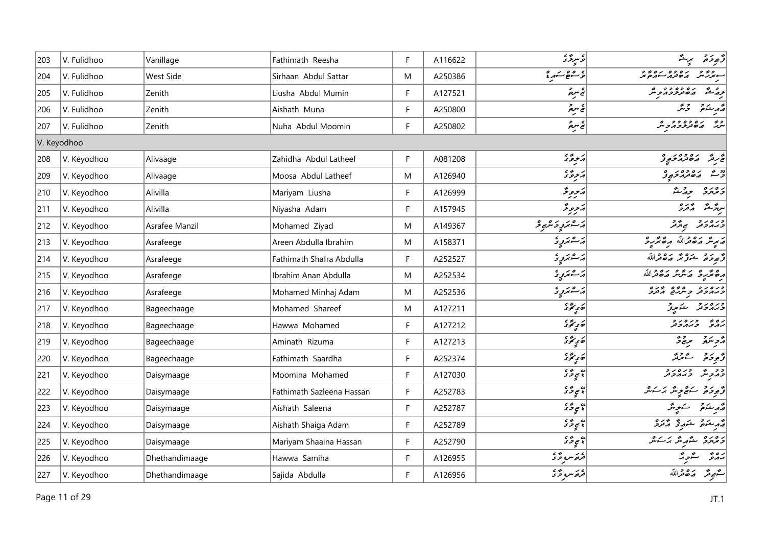| 203 | V. Fulidhoo | Vanillage | Fathimath Reesha | F | A116622 | ވެނިލާޖު | ފާތިމަތު ރީޝާ |
|---|---|---|---|---|---|---|---|
| 204 | V. Fulidhoo | West Side | Sirhaan Abdul Sattar | M | A250386 | ވެސްޓްސައިޑް | ސިރްހާން އަބްދުލްސައްތާރު |
| 205 | V. Fulidhoo | Zenith | Liusha Abdul Mumin | F | A127521 | ޒެނިތު | ލިއުޝާ އަބްދުލްމުއުމިން |
| 206 | V. Fulidhoo | Zenith | Aishath Muna | F | A250800 | ޒެނިތު | އާއިޝަތު މުނާ |
| 207 | V. Fulidhoo | Zenith | Nuha Abdul Moomin | F | A250802 | ޒެނިތު | ނުހާ އަބްދުލްމުއުމިން |
| V. Keyodhoo | | | | | | | |
| 208 | V. Keyodhoo | Alivaage | Zahidha Abdul Latheef | F | A081208 | އަލިވާގެ | ޒާހިދާ އަބްދުލްލަޠީފު |
| 209 | V. Keyodhoo | Alivaage | Moosa Abdul Latheef | M | A126940 | އަލިވާގެ | މޫސާ އަބްދުލްލަޠީފު |
| 210 | V. Keyodhoo | Alivilla | Mariyam Liusha | F | A126999 | އަލިވިލާ | މަރިޔަމް ލިއުޝާ |
| 211 | V. Keyodhoo | Alivilla | Niyasha Adam | F | A157945 | އަލިވިލާ | ނިޔާޝާ އާދަމް |
| 212 | V. Keyodhoo | Asrafee Manzil | Mohamed Ziyad | M | A149367 | އަސްރަފީމަންޒިލް | މުހައްމަދު ޒިޔާދު |
| 213 | V. Keyodhoo | Asrafeege | Areen Abdulla Ibrahim | M | A158371 | އަސްރަފީގެ | އަރީން އަބްދުﷲ އިބްރާހީމް |
| 214 | V. Keyodhoo | Asrafeege | Fathimath Shafra Abdulla | F | A252527 | އަސްރަފީގެ | ފާތިމަތު ޝަފްރާ އަބްދުﷲ |
| 215 | V. Keyodhoo | Asrafeege | Ibrahim Anan Abdulla | M | A252534 | އަސްރަފީގެ | އިބްރާހީމް އަނަން އަބްދުﷲ |
| 216 | V. Keyodhoo | Asrafeege | Mohamed Minhaj Adam | M | A252536 | އަސްރަފީގެ | މުހައްމަދު މިންހާޖް އާދަމް |
| 217 | V. Keyodhoo | Bageechaage | Mohamed Shareef | M | A127211 | ބަގީޗާގެ | މުހައްމަދު ޝަރީފު |
| 218 | V. Keyodhoo | Bageechaage | Hawwa Mohamed | F | A127212 | ބަގީޗާގެ | ހައްވާ މުހައްމަދު |
| 219 | V. Keyodhoo | Bageechaage | Aminath Rizuma | F | A127213 | ބަގީޗާގެ | އާމިނަތު ރިޒުމާ |
| 220 | V. Keyodhoo | Bageechaage | Fathimath Saardha | F | A252374 | ބަގީޗާގެ | ފާތިމަތު ސާރުދާ |
| 221 | V. Keyodhoo | Daisymaage | Moomina Mohamed | F | A127030 | ޑެއިޒީމާގެ | މޫމިނާ މުހައްމަދު |
| 222 | V. Keyodhoo | Daisymaage | Fathimath Sazleena Hassan | F | A252783 | ޑެއިޒީމާގެ | ފާތިމަތު ސަޒްލީނާ ހަސަން |
| 223 | V. Keyodhoo | Daisymaage | Aishath Saleena | F | A252787 | ޑެއިޒީމާގެ | އާއިޝަތު ސަލީނާ |
| 224 | V. Keyodhoo | Daisymaage | Aishath Shaiga Adam | F | A252789 | ޑެއިޒީމާގެ | އާއިޝަތު ޝައިގާ އާދަމް |
| 225 | V. Keyodhoo | Daisymaage | Mariyam Shaaina Hassan | F | A252790 | ޑެއިޒީމާގެ | މަރިޔަމް ޝާއިނާ ހަސަން |
| 226 | V. Keyodhoo | Dhethandimaage | Hawwa Samiha | F | A126955 | ދެތަންދިމާގެ | ހައްވާ ސާމިހާ |
| 227 | V. Keyodhoo | Dhethandimaage | Sajida Abdulla | F | A126956 | ދެތަންދިމާގެ | ސާޖިދާ އަބްދުﷲ |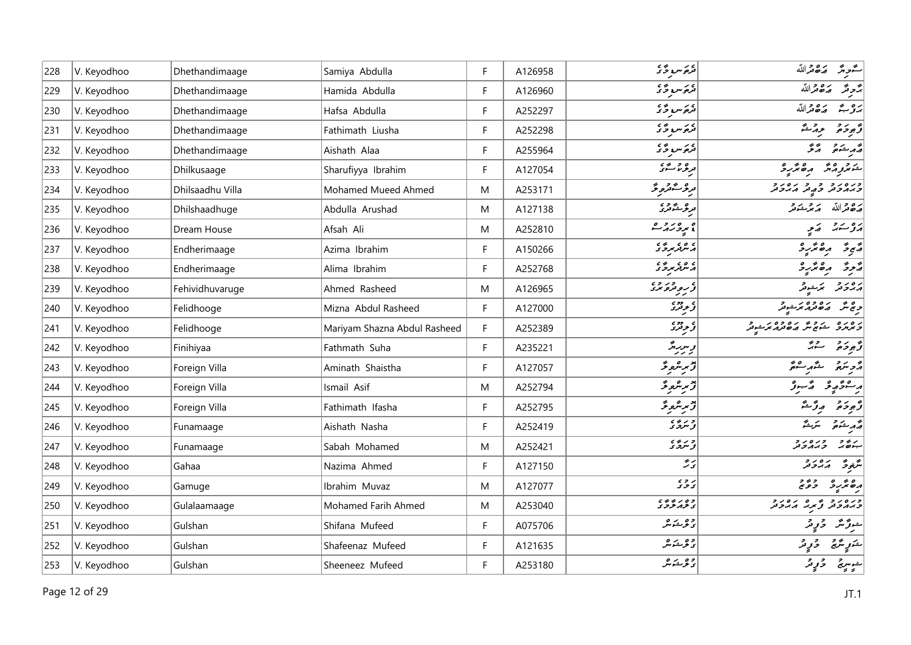| 228 | V. Keyodhoo | Dhethandimaage | Samiya Abdulla | F | A126958 | ދެތަނދިމާގެ | ސާމިޔާ އަބްދުﷲ |
|---|---|---|---|---|---|---|---|
| 229 | V. Keyodhoo | Dhethandimaage | Hamida Abdulla | F | A126960 | ދެތަނދިމާގެ | ހާމިދާ އަބްދުﷲ |
| 230 | V. Keyodhoo | Dhethandimaage | Hafsa Abdulla | F | A252297 | ދެތަނދިމާގެ | ހަފްސާ އަބްދުﷲ |
| 231 | V. Keyodhoo | Dhethandimaage | Fathimath Liusha | F | A252298 | ދެތަނދިމާގެ | ފާތިމަތު ލިއުޝާ |
| 232 | V. Keyodhoo | Dhethandimaage | Aishath Alaa | F | A255964 | ދެތަނދިމާގެ | އާއިޝަތު އަލާ |
| 233 | V. Keyodhoo | Dhilkusaage | Sharufiyya Ibrahim | F | A127054 | ދިލްކުސާގެ | ޝަރުފިއްޔާ އިބްރާހިމް |
| 234 | V. Keyodhoo | Dhilsaadhu Villa | Mohamed Mueed Ahmed | M | A253171 | ދިލްސާދުވިލާ | މުހައްމަދު މުޢީދު އަހްމަދު |
| 235 | V. Keyodhoo | Dhilshaadhuge | Abdulla Arushad | M | A127138 | ދިލްޝާދުގެ | އަބްދުﷲ އަރުޝަދު |
| 236 | V. Keyodhoo | Dream House | Afsah Ali | M | A252810 | ޑްރީމްހައުސް | އަފްސަހު އަލި |
| 237 | V. Keyodhoo | Endherimaage | Azima Ibrahim | F | A150266 | އެންދެރިމާގެ | އާޒިމާ އިބްރާހިމް |
| 238 | V. Keyodhoo | Endherimaage | Alima Ibrahim | F | A252768 | އެންދެރިމާގެ | އާލިމާ އިބްރާހިމް |
| 239 | V. Keyodhoo | Fehividhuvaruge | Ahmed Rasheed | M | A126965 | ފެހިވިދުވަރުގެ | އަހްމަދު ރަޝީދު |
| 240 | V. Keyodhoo | Felidhooge | Mizna Abdul Rasheed | F | A127000 | ފެލިދޫގެ | މިޒްނާ އަބްދުއްރަޝީދު |
| 241 | V. Keyodhoo | Felidhooge | Mariyam Shazna Abdul Rasheed | F | A252389 | ފެލިދޫގެ | މަރިޔަމް ޝަޒްނާ އަބްދުއްރަޝީދު |
| 242 | V. Keyodhoo | Finihiyaa | Fathmath Suha | F | A235221 | ފިނިހިޔާ | ފާތިމަތު ސުހާ |
| 243 | V. Keyodhoo | Foreign Villa | Aminath Shaistha | F | A127057 | ފޮރިންވިލާ | އާމިނަތު ޝާއިސްތާ |
| 244 | V. Keyodhoo | Foreign Villa | Ismail Asif | M | A252794 | ފޮރިންވިލާ | އިސްމާއިލް އާސިފު |
| 245 | V. Keyodhoo | Foreign Villa | Fathimath Ifasha | F | A252795 | ފޮރިންވިލާ | ފާތިމަތު އިފާޝާ |
| 246 | V. Keyodhoo | Funamaage | Aishath Nasha | F | A252419 | ފުނަމާގެ | އާއިޝަތު ނަޝާ |
| 247 | V. Keyodhoo | Funamaage | Sabah Mohamed | M | A252421 | ފުނަމާގެ | ސަބާހު މުހައްމަދު |
| 248 | V. Keyodhoo | Gahaa | Nazima Ahmed | F | A127150 | ގަހާ | ނާޒިމާ އަހްމަދު |
| 249 | V. Keyodhoo | Gamuge | Ibrahim Muvaz | M | A127077 | ގަމުގެ | އިބްރާހިމް މުވާޒު |
| 250 | V. Keyodhoo | Gulalaamaage | Mohamed Farih Ahmed | M | A253040 | ގުލަލާމާގެ | މުހައްމަދު ފާރިހް އަހްމަދު |
| 251 | V. Keyodhoo | Gulshan | Shifana Mufeed | F | A075706 | ގުލްޝަން | ޝިފާނާ މުފީދު |
| 252 | V. Keyodhoo | Gulshan | Shafeenaz Mufeed | F | A121635 | ގުލްޝަން | ޝަފީނާޒު މުފީދު |
| 253 | V. Keyodhoo | Gulshan | Sheeneez Mufeed | F | A253180 | ގުލްޝަން | ޝީނީޒް މުފީދު |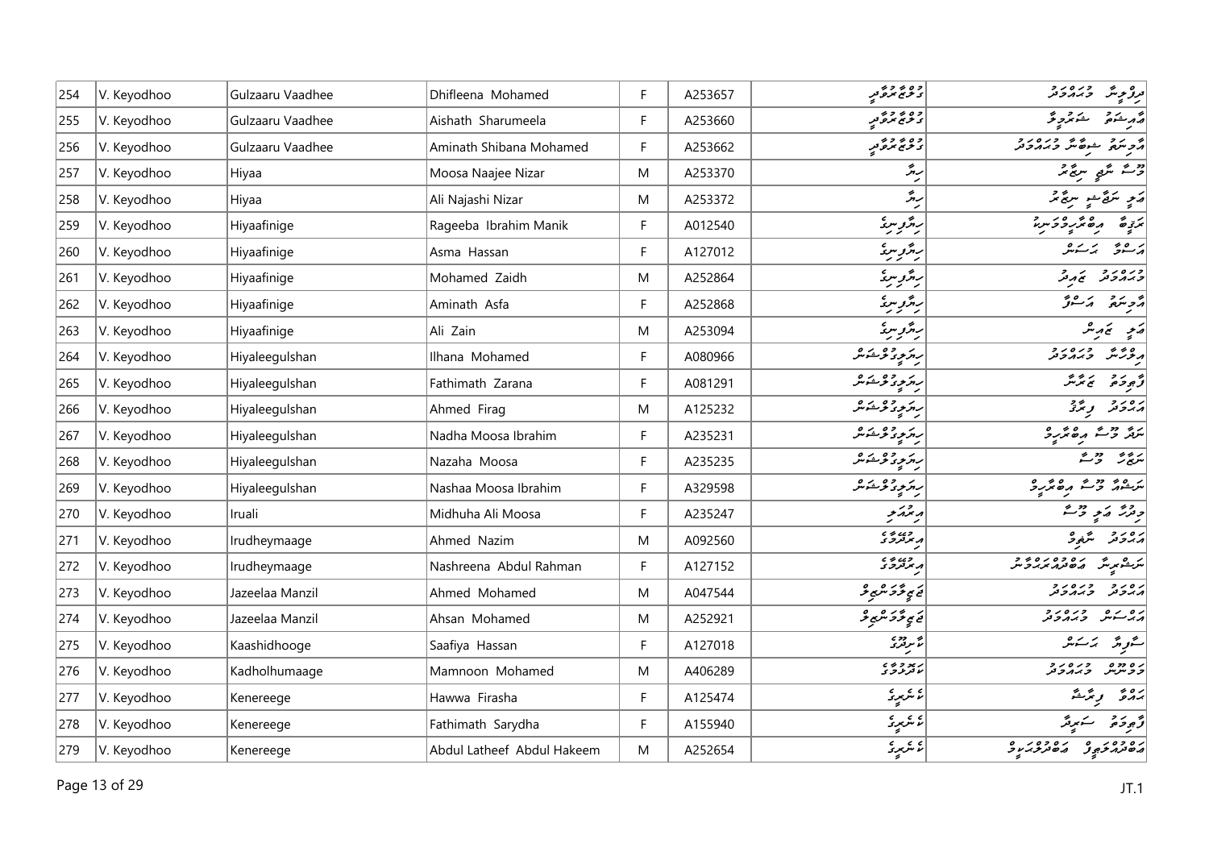| 254 | V. Keyodhoo | Gulzaaru Vaadhee | Dhifleena Mohamed | F | A253657 | ގުލްޒާރުވާދީ | ދިފްލީނާ މުހައްމަދު |
|---|---|---|---|---|---|---|---|
| 255 | V. Keyodhoo | Gulzaaru Vaadhee | Aishath Sharumeela | F | A253660 | ގުލްޒާރުވާދީ | އާއިޝަތު ޝަރުމީލާ |
| 256 | V. Keyodhoo | Gulzaaru Vaadhee | Aminath Shibana Mohamed | F | A253662 | ގުލްޒާރުވާދީ | އާމިނަތު ޝިބާނާ މުހައްމަދު |
| 257 | V. Keyodhoo | Hiyaa | Moosa Naajee Nizar | M | A253370 | ހިޔާ | މޫސާ ނާޖީ ނިޒާރު |
| 258 | V. Keyodhoo | Hiyaa | Ali Najashi Nizar | M | A253372 | ހިޔާ | އަލި ނަޖާޝީ ނިޒާރު |
| 259 | V. Keyodhoo | Hiyaafinige | Rageeba Ibrahim Manik | F | A012540 | ހިޔާފިނިގެ | ރަޤީބާ އިބްރާހީމްމަނިކު |
| 260 | V. Keyodhoo | Hiyaafinige | Asma Hassan | F | A127012 | ހިޔާފިނިގެ | އަސްމާ ހަސަން |
| 261 | V. Keyodhoo | Hiyaafinige | Mohamed Zaidh | M | A252864 | ހިޔާފިނިގެ | މުހައްމަދު ޒައިދު |
| 262 | V. Keyodhoo | Hiyaafinige | Aminath Asfa | F | A252868 | ހިޔާފިނިގެ | އާމިނަތު އަސްފާ |
| 263 | V. Keyodhoo | Hiyaafinige | Ali Zain | M | A253094 | ހިޔާފިނިގެ | އަލި ޒައިން |
| 264 | V. Keyodhoo | Hiyaleegulshan | Ilhana Mohamed | F | A080966 | ހިޔަލީގުލްޝަން | އިލްހާނާ މުހައްމަދު |
| 265 | V. Keyodhoo | Hiyaleegulshan | Fathimath Zarana | F | A081291 | ހިޔަލީގުލްޝަން | ފާތިމަތު ޒަރާނާ |
| 266 | V. Keyodhoo | Hiyaleegulshan | Ahmed Firag | M | A125232 | ހިޔަލީގުލްޝަން | އަހުމަދު ފިރާގު |
| 267 | V. Keyodhoo | Hiyaleegulshan | Nadha Moosa Ibrahim | F | A235231 | ހިޔަލީގުލްޝަން | ނަދާ މޫސާ އިބްރާހީމް |
| 268 | V. Keyodhoo | Hiyaleegulshan | Nazaha Moosa | F | A235235 | ހިޔަލީގުލްޝަން | ނަޒާހާ މޫސާ |
| 269 | V. Keyodhoo | Hiyaleegulshan | Nashaa Moosa Ibrahim | F | A329598 | ހިޔަލީގުލްޝަން | ނަޝާއާ މޫސާ އިބްރާހީމް |
| 270 | V. Keyodhoo | Iruali | Midhuha Ali Moosa | F | A235247 | އިރުއަލި | މިދުހާ އަލި މޫސާ |
| 271 | V. Keyodhoo | Irudheymaage | Ahmed Nazim | M | A092560 | އިރުދޭމާގެ | އަހުމަދު ނާޒިމް |
| 272 | V. Keyodhoo | Irudheymaage | Nashreena Abdul Rahman | F | A127152 | އިރުދޭމާގެ | ނަޝްރީނާ އަބްދުއްރަހްމާން |
| 273 | V. Keyodhoo | Jazeelaa Manzil | Ahmed Mohamed | M | A047544 | ޖަޒީލާމަންޒިލް | އަހުމަދު މުހައްމަދު |
| 274 | V. Keyodhoo | Jazeelaa Manzil | Ahsan Mohamed | M | A252921 | ޖަޒީލާމަންޒިލް | އަހްސަން މުހައްމަދު |
| 275 | V. Keyodhoo | Kaashidhooge | Saafiya Hassan | F | A127018 | ކާށިދޫގެ | ސާފިޔާ ހަސަން |
| 276 | V. Keyodhoo | Kadholhumaage | Mamnoon Mohamed | M | A406289 | ކަދޮޅުމާގެ | މަމްނޫން މުހައްމަދު |
| 277 | V. Keyodhoo | Kenereege | Hawwa Firasha | F | A125474 | ކެނެރީގެ | ހައްވާ ފިރާޝާ |
| 278 | V. Keyodhoo | Kenereege | Fathimath Sarydha | F | A155940 | ކެނެރީގެ | ފާތިމަތު ސަރީދާ |
| 279 | V. Keyodhoo | Kenereege | Abdul Latheef Abdul Hakeem | M | A252654 | ކެނެރީގެ | އަބްދުއްލަތީފު އަބްދުލްހަކީމް |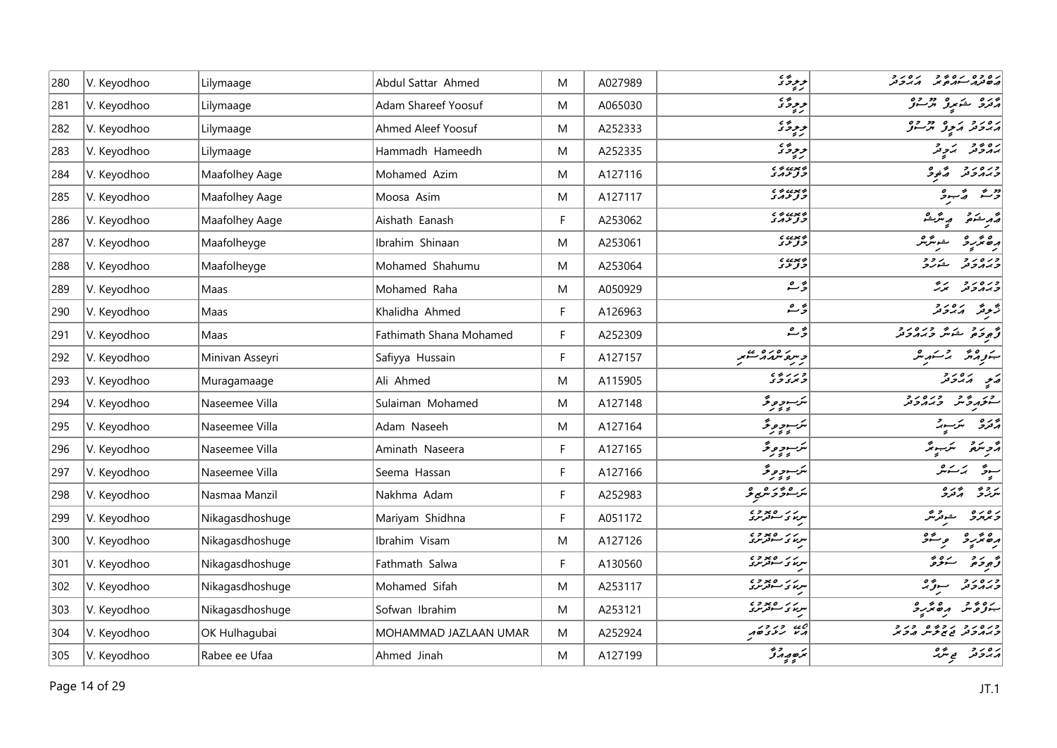| 280 | V. Keyodhoo | Lilymaage | Abdul Sattar Ahmed | M | A027989 | ޅިލީމާގެ | އަބްދުލް ސައްތާރު އަޙްމަދު |
|---|---|---|---|---|---|---|---|
| 281 | V. Keyodhoo | Lilymaage | Adam Shareef Yoosuf | M | A065030 | ޅިލީމާގެ | އާދަމް ޝަރީފް ޔޫސުފް |
| 282 | V. Keyodhoo | Lilymaage | Ahmed Aleef Yoosuf | M | A252333 | ޅިލީމާގެ | އަޙްމަދު އަލީފް ޔޫސުފް |
| 283 | V. Keyodhoo | Lilymaage | Hammadh Hameedh | M | A252335 | ޅިލީމާގެ | ހައްމާދު ހަމީދު |
| 284 | V. Keyodhoo | Maafolhey Aage | Mohamed Azim | M | A127116 | މާފޮޅޭއާގެ | މުޙައްމަދު އާޒިމް |
| 285 | V. Keyodhoo | Maafolhey Aage | Moosa Asim | M | A127117 | މާފޮޅޭއާގެ | މޫސާ އާސިމް |
| 286 | V. Keyodhoo | Maafolhey Aage | Aishath Eanash | F | A253062 | މާފޮޅޭއާގެ | އާއިޝަތު އީނާޝް |
| 287 | V. Keyodhoo | Maafolheyge | Ibrahim Shinaan | M | A253061 | މާފޮޅޭގެ | އިބްރާހީމް ޝިނާން |
| 288 | V. Keyodhoo | Maafolheyge | Mohamed Shahumu | M | A253064 | މާފޮޅޭގެ | މުޙައްމަދު ޝަހުމު |
| 289 | V. Keyodhoo | Maas | Mohamed Raha | M | A050929 | މާސް | މުޙައްމަދު ރަހާ |
| 290 | V. Keyodhoo | Maas | Khalidha Ahmed | F | A126963 | މާސް | ޚާލިދާ އަޙްމަދު |
| 291 | V. Keyodhoo | Maas | Fathimath Shana Mohamed | F | A252309 | މާސް | ފާތިމަތު ޝަނާ މުޙައްމަދު |
| 292 | V. Keyodhoo | Minivan Asseyri | Safiyya Hussain | F | A127157 | މިނިވަންއައްސޭރި | ޞަފިއްޔާ ޙުސައިން |
| 293 | V. Keyodhoo | Muragamaage | Ali Ahmed | M | A115905 | މުރަގަމާގެ | އަލި އަޙްމަދު |
| 294 | V. Keyodhoo | Naseemee Villa | Sulaiman Mohamed | M | A127148 | ނަސީމީވިލާ | ސުލައިމާން މުޙައްމަދު |
| 295 | V. Keyodhoo | Naseemee Villa | Adam Naseeh | M | A127164 | ނަސީމީވިލާ | އާދަމް ނަސީޙު |
| 296 | V. Keyodhoo | Naseemee Villa | Aminath Naseera | F | A127165 | ނަސީމީވިލާ | އާމިނަތު ނަސީރާ |
| 297 | V. Keyodhoo | Naseemee Villa | Seema Hassan | F | A127166 | ނަސީމީވިލާ | ސީމާ ހަސަން |
| 298 | V. Keyodhoo | Nasmaa Manzil | Nakhma Adam | F | A252983 | ނަސްމާމަންޒިލް | ނަޚްމާ އާދަމް |
| 299 | V. Keyodhoo | Nikagasdhoshuge | Mariyam Shidhna | F | A051172 | ނިކަގަސްދޮށުގެ | މަރިޔަމް ޝިދްނާ |
| 300 | V. Keyodhoo | Nikagasdhoshuge | Ibrahim Visam | M | A127126 | ނިކަގަސްދޮށުގެ | އިބްރާހީމް ވިސާމް |
| 301 | V. Keyodhoo | Nikagasdhoshuge | Fathmath Salwa | F | A130560 | ނިކަގަސްދޮށުގެ | ފާތިމަތު ސަލްވާ |
| 302 | V. Keyodhoo | Nikagasdhoshuge | Mohamed Sifah | M | A253117 | ނިކަގަސްދޮށުގެ | މުޙައްމަދު ސިފާޙް |
| 303 | V. Keyodhoo | Nikagasdhoshuge | Sofwan Ibrahim | M | A253121 | ނިކަގަސްދޮށުގެ | ސަފްވާން އިބްރާހީމް |
| 304 | V. Keyodhoo | OK Hulhagubai | MOHAMMAD JAZLAAN UMAR | M | A252924 | އޯކޭ ހުޅަގުބައި | މުޙައްމަދު ޖަޒްލާން އުމަރު |
| 305 | V. Keyodhoo | Rabee ee Ufaa | Ahmed Jinah | M | A127199 | ރަބީޢުއްފާ | އަޙްމަދު ޖިނާޙް |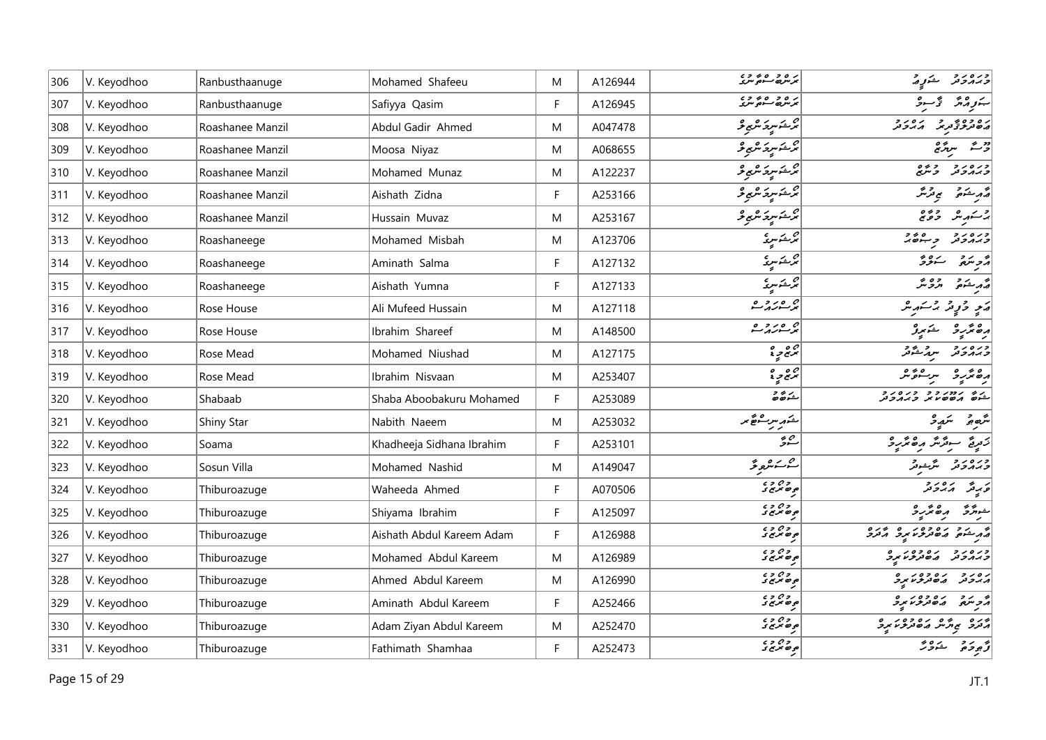| 306 | V. Keyodhoo | Ranbusthaanuge | Mohamed Shafeeu | M | A126944 | ރަންބުސްތާނުގެ | މުހައްމަދު ޝަފީޢު |
|---|---|---|---|---|---|---|---|
| 307 | V. Keyodhoo | Ranbusthaanuge | Safiyya Qasim | F | A126945 | ރަންބުސްތާނުގެ | ސަފިއްޔާ ޤާސިމް |
| 308 | V. Keyodhoo | Roashanee Manzil | Abdul Gadir Ahmed | M | A047478 | ރޯޝަނީމަންޒިލް | އަބްދުލްގާދިރު އަހުމަދު |
| 309 | V. Keyodhoo | Roashanee Manzil | Moosa Niyaz | M | A068655 | ރޯޝަނީމަންޒިލް | މޫސާ ނިޔާޒް |
| 310 | V. Keyodhoo | Roashanee Manzil | Mohamed Munaz | M | A122237 | ރޯޝަނީމަންޒިލް | މުހައްމަދު މުނާޒް |
| 311 | V. Keyodhoo | Roashanee Manzil | Aishath Zidna | F | A253166 | ރޯޝަނީމަންޒިލް | އާއިޝަތު ޒިދްނާ |
| 312 | V. Keyodhoo | Roashanee Manzil | Hussain Muvaz | M | A253167 | ރޯޝަނީމަންޒިލް | ހުސައިން މުވާޒް |
| 313 | V. Keyodhoo | Roashaneege | Mohamed Misbah | M | A123706 | ރޯޝަނީގެ | މުހައްމަދު މިސްބާހު |
| 314 | V. Keyodhoo | Roashaneege | Aminath Salma | F | A127132 | ރޯޝަނީގެ | އާމިނަތު ސަލްމާ |
| 315 | V. Keyodhoo | Roashaneege | Aishath Yumna | F | A127133 | ރޯޝަނީގެ | އާއިޝަތު ޔުމްނާ |
| 316 | V. Keyodhoo | Rose House | Ali Mufeed Hussain | M | A127118 | ރޯސްހައުސް | އަލި މުފީދު ހުސައިން |
| 317 | V. Keyodhoo | Rose House | Ibrahim Shareef | M | A148500 | ރޯސްހައުސް | އިބްރާހީމް ޝަރީފް |
| 318 | V. Keyodhoo | Rose Mead | Mohamed Niushad | M | A127175 | ރޯޒްމީޑް | މުހައްމަދު ނިއުޝާދު |
| 319 | V. Keyodhoo | Rose Mead | Ibrahim Nisvaan | M | A253407 | ރޯޒްމީޑް | އިބްރާހީމް ނިސްވާން |
| 320 | V. Keyodhoo | Shabaab | Shaba Aboobakuru Mohamed | F | A253089 | ޝަބާބް | ޝަބާ އަބޫބަކުރު މުހައްމަދު |
| 321 | V. Keyodhoo | Shiny Star | Nabith Naeem | M | A253032 | ޝައިނީސްޓާރ | ނާބިތު ނަޢީމް |
| 322 | V. Keyodhoo | Soama | Khadheeja Sidhana Ibrahim | F | A253101 | ސޯމާ | ޚަދީޖާ ސިދާނާ އިބްރާހީމް |
| 323 | V. Keyodhoo | Sosun Villa | Mohamed Nashid | M | A149047 | ސޯސަންވިލާ | މުހައްމަދު ނާޝިދު |
| 324 | V. Keyodhoo | Thiburoazuge | Waheeda Ahmed | F | A070506 | ތިބުރޯޒުގެ | ވަހީދާ އަހުމަދު |
| 325 | V. Keyodhoo | Thiburoazuge | Shiyama Ibrahim | F | A125097 | ތިބުރޯޒުގެ | ޝިޔާމާ އިބްރާހީމް |
| 326 | V. Keyodhoo | Thiburoazuge | Aishath Abdul Kareem Adam | F | A126988 | ތިބުރޯޒުގެ | އާއިޝަތު އަބްދުލްކަރީމް އާދަމް |
| 327 | V. Keyodhoo | Thiburoazuge | Mohamed Abdul Kareem | M | A126989 | ތިބުރޯޒުގެ | މުހައްމަދު އަބްދުލްކަރީމް |
| 328 | V. Keyodhoo | Thiburoazuge | Ahmed Abdul Kareem | M | A126990 | ތިބުރޯޒުގެ | އަހުމަދު އަބްދުލްކަރީމް |
| 329 | V. Keyodhoo | Thiburoazuge | Aminath Abdul Kareem | F | A252466 | ތިބުރޯޒުގެ | އާމިނަތު އަބްދުލްކަރީމް |
| 330 | V. Keyodhoo | Thiburoazuge | Adam Ziyan Abdul Kareem | M | A252470 | ތިބުރޯޒުގެ | އާދަމް ޒިޔާން އަބްދުލްކަރީމް |
| 331 | V. Keyodhoo | Thiburoazuge | Fathimath Shamhaa | F | A252473 | ތިބުރޯޒުގެ | ފާތިމަތު ޝަމްހާ |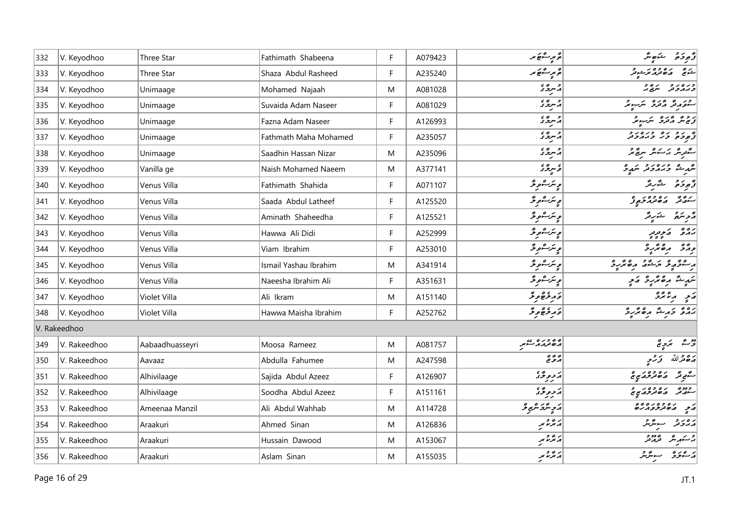| 332 | V. Keyodhoo | Three Star | Fathimath Shabeena | F | A079423 | ތްރީ ސްޓަރ | ފާތިމަތު ޝަބީނާ |
|---|---|---|---|---|---|---|---|
| 333 | V. Keyodhoo | Three Star | Shaza Abdul Rasheed | F | A235240 | ތްރީ ސްޓަރ | ޝަޒާ އަބްދުއްރަޝީދު |
| 334 | V. Keyodhoo | Unimaage | Mohamed Najaah | M | A081028 | އުނިމާގެ | މުޙައްމަދު ނަޖާޙް |
| 335 | V. Keyodhoo | Unimaage | Suvaida Adam Naseer | F | A081029 | އުނިމާގެ | ސުވައިދާ އާދަމް ނަސީރު |
| 336 | V. Keyodhoo | Unimaage | Fazna Adam Naseer | F | A126993 | އުނިމާގެ | ފަޒްނާ އާދަމް ނަސީރު |
| 337 | V. Keyodhoo | Unimaage | Fathmath Maha Mohamed | F | A235057 | އުނިމާގެ | ފާތިމަތު މަހާ މުޙައްމަދު |
| 338 | V. Keyodhoo | Unimaage | Saadhin Hassan Nizar | M | A235096 | އުނިމާގެ | ސާދިން ޙަސަން ނިޒާރު |
| 339 | V. Keyodhoo | Vanilla ge | Naish Mohamed Naeem | M | A377141 | ވަނިލާގެ | ނާއިޝް މުޙައްމަދު ނަޢީމް |
| 340 | V. Keyodhoo | Venus Villa | Fathimath Shahida | F | A071107 | ވީނަސްވިލާ | ފާތިމަތު ޝާހިދާ |
| 341 | V. Keyodhoo | Venus Villa | Saada Abdul Latheef | F | A125520 | ވީނަސްވިލާ | ސަޢާދާ އަބްދުއްލަޠީފް |
| 342 | V. Keyodhoo | Venus Villa | Aminath Shaheedha | F | A125521 | ވީނަސްވިލާ | އާމިނަތު ޝަހީދާ |
| 343 | V. Keyodhoo | Venus Villa | Hawwa Ali Didi | F | A252999 | ވީނަސްވިލާ | ޙައްވާ އަލިދީދީ |
| 344 | V. Keyodhoo | Venus Villa | Viam Ibrahim | F | A253010 | ވީނަސްވިލާ | ވިއަމް އިބްރާހީމް |
| 345 | V. Keyodhoo | Venus Villa | Ismail Yashau Ibrahim | M | A341914 | ވީނަސްވިލާ | އިސްމާޢީލް ޔަޝާއު އިބްރާހީމް |
| 346 | V. Keyodhoo | Venus Villa | Naeesha Ibrahim Ali | F | A351631 | ވީނަސްވިލާ | ނައީޝާ އިބްރާހީމް އަލި |
| 347 | V. Keyodhoo | Violet Villa | Ali Ikram | M | A151140 | ވައިލެޓްވިލާ | އަލި އިކްރާމް |
| 348 | V. Keyodhoo | Violet Villa | Hawwa Maisha Ibrahim | F | A252762 | ވައިލެޓްވިލާ | ޙައްވާ މައިޝާ އިބްރާހީމް |
| V. Rakeedhoo | | | | | | | |
| 349 | V. Rakeedhoo | Aabaadhuasseyri | Moosa Rameez | M | A081757 | އާބާދުއައްސޭރި | މޫސާ ރަމީޒު |
| 350 | V. Rakeedhoo | Aavaaz | Abdulla Fahumee | M | A247598 | އާވާޒު | އަބްދުﷲ ފަހުމީ |
| 351 | V. Rakeedhoo | Alhivilaage | Sajida Abdul Azeez | F | A126907 | އަލިވިލާގެ | ސާޖިދާ އަބްދުލްޢަޒީޒު |
| 352 | V. Rakeedhoo | Alhivilaage | Soodha Abdul Azeez | F | A151161 | އަލިވިލާގެ | ސޫދާ އަބްދުލްޢަޒީޒު |
| 353 | V. Rakeedhoo | Ameenaa Manzil | Ali Abdul Wahhab | M | A114728 | އަމީނާމަންޒިލް | އަލި އަބްދުލްވައްހާބު |
| 354 | V. Rakeedhoo | Araakuri | Ahmed Sinan | M | A126836 | އަރާކުރި | އަޙްމަދު ސިނާން |
| 355 | V. Rakeedhoo | Araakuri | Hussain Dawood | M | A153067 | އަރާކުރި | ޙުސައިން ދާއޫދު |
| 356 | V. Rakeedhoo | Araakuri | Aslam Sinan | M | A155035 | އަރާކުރި | އަސްލަމް ސިނާން |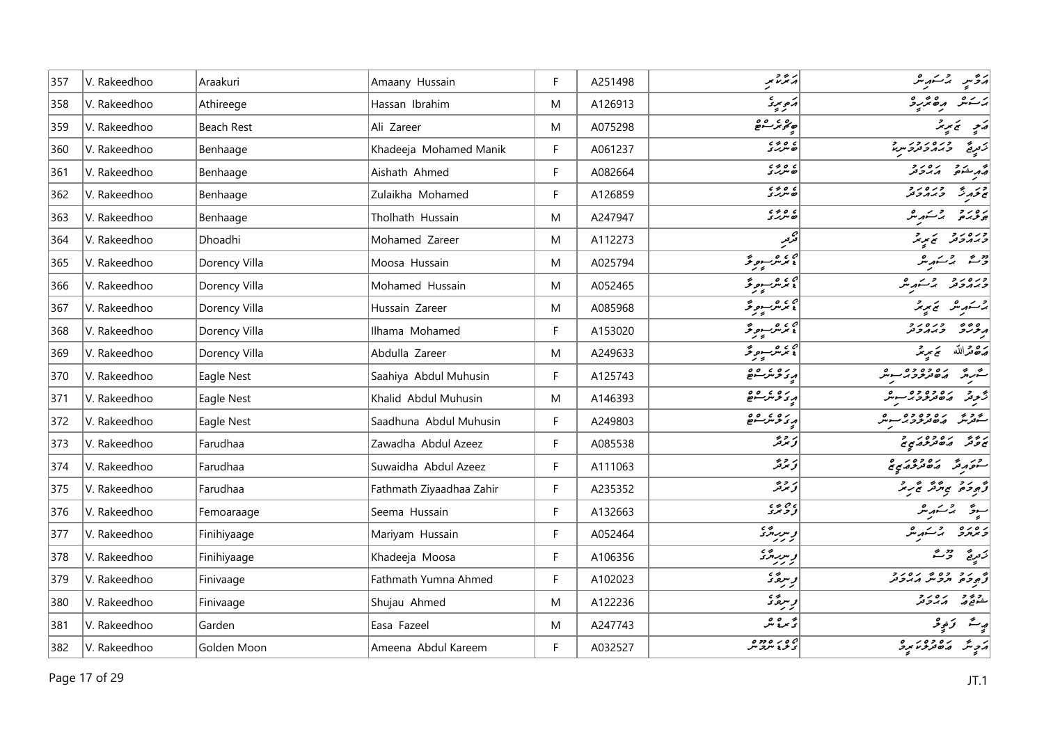| 357 | V. Rakeedhoo | Araakuri | Amaany Hussain | F | A251498 | އަރާކުރި | އަމާނީ ހުސައިން |
|---|---|---|---|---|---|---|---|
| 358 | V. Rakeedhoo | Athireege | Hassan Ibrahim | M | A126913 | އަތިރީގެ | ހަސަން އިބްރާހީމް |
| 359 | V. Rakeedhoo | Beach Rest | Ali Zareer | M | A075298 | ބީޗްރެސްޓް | އަލި ޒަރީރު |
| 360 | V. Rakeedhoo | Benhaage | Khadeeja Mohamed Manik | F | A061237 | ބެންހާގެ | ޚަދީޖާ މުހައްމަދުމަނިކު |
| 361 | V. Rakeedhoo | Benhaage | Aishath Ahmed | F | A082664 | ބެންހާގެ | އައިށަތު އަހުމަދު |
| 362 | V. Rakeedhoo | Benhaage | Zulaikha Mohamed | F | A126859 | ބެންހާގެ | ޒުލައިޚާ މުހައްމަދު |
| 363 | V. Rakeedhoo | Benhaage | Tholhath Hussain | M | A247947 | ބެންހާގެ | ޠަލްޙަތު ހުސައިން |
| 364 | V. Rakeedhoo | Dhoadhi | Mohamed Zareer | M | A112273 | ދޯދި | މުހައްމަދު ޒަރީރު |
| 365 | V. Rakeedhoo | Dorency Villa | Moosa Hussain | M | A025794 | ޑޮރެންސީވިލާ | މޫސާ ހުސައިން |
| 366 | V. Rakeedhoo | Dorency Villa | Mohamed Hussain | M | A052465 | ޑޮރެންސީވިލާ | މުހައްމަދު ހުސައިން |
| 367 | V. Rakeedhoo | Dorency Villa | Hussain Zareer | M | A085968 | ޑޮރެންސީވިލާ | ހުސައިން ޒަރީރު |
| 368 | V. Rakeedhoo | Dorency Villa | Ilhama Mohamed | F | A153020 | ޑޮރެންސީވިލާ | އިލްހާމާ މުހައްމަދު |
| 369 | V. Rakeedhoo | Dorency Villa | Abdulla Zareer | M | A249633 | ޑޮރެންސީވިލާ | އަބްދުﷲ ޒަރީރު |
| 370 | V. Rakeedhoo | Eagle Nest | Saahiya Abdul Muhusin | F | A125743 | އީގަލްނެސްޓް | ސާހިޔާ އަބްދުލްމުހުސިން |
| 371 | V. Rakeedhoo | Eagle Nest | Khalid Abdul Muhusin | M | A146393 | އީގަލްނެސްޓް | ޚާލިދު އަބްދުލްމުހުސިން |
| 372 | V. Rakeedhoo | Eagle Nest | Saadhuna Abdul Muhusin | F | A249803 | އީގަލްނެސްޓް | ސާދުނާ އަބްދުލްމުހުސިން |
| 373 | V. Rakeedhoo | Farudhaa | Zawadha Abdul Azeez | F | A085538 | ފަރުދާ | ޒަވާދާ އަބްދުލްއަޒީޒު |
| 374 | V. Rakeedhoo | Farudhaa | Suwaidha Abdul Azeez | F | A111063 | ފަރުދާ | ސުވައިދާ އަބްދުލްއަޒީޒު |
| 375 | V. Rakeedhoo | Farudhaa | Fathmath Ziyaadhaa Zahir | F | A235352 | ފަރުދާ | ފާތިމަތު ޒިޔާދާ ޒާހިރު |
| 376 | V. Rakeedhoo | Femoaraage | Seema Hussain | F | A132663 | ފެމޯރާގެ | ސީމާ ހުސައިން |
| 377 | V. Rakeedhoo | Finihiyaage | Mariyam Hussain | F | A052464 | ފިނިހިޔާގެ | މަރިޔަމް ހުސައިން |
| 378 | V. Rakeedhoo | Finihiyaage | Khadeeja Moosa | F | A106356 | ފިނިހިޔާގެ | ޚަދީޖާ މޫސާ |
| 379 | V. Rakeedhoo | Finivaage | Fathmath Yumna Ahmed | F | A102023 | ފިނިވާގެ | ފާތިމަތު ޔުމްނާ އަހުމަދު |
| 380 | V. Rakeedhoo | Finivaage | Shujau Ahmed | M | A122236 | ފިނިވާގެ | ޝުޖާއު އަހުމަދު |
| 381 | V. Rakeedhoo | Garden | Easa Fazeel | M | A247743 | ގާޑްން | އީސާ ފަޒީލް |
| 382 | V. Rakeedhoo | Golden Moon | Ameena Abdul Kareem | F | A032527 | ގޯލްޑެންމޫން | އަމީނާ އަބްދުލްކަރީމް |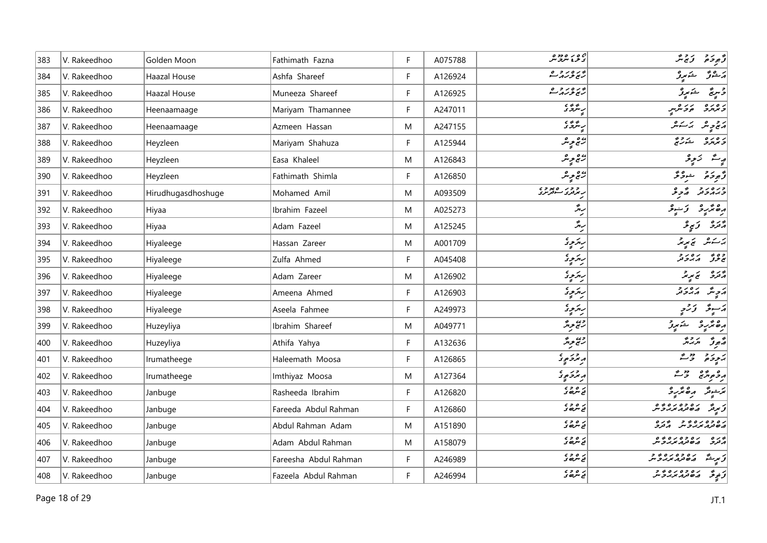| 383 | V. Rakeedhoo | Golden Moon | Fathimath Fazna | F | A075788 | ގޯލްޑަން މޫން | ފާތިމަތު ފަޒްނާ |
|---|---|---|---|---|---|---|---|
| 384 | V. Rakeedhoo | Haazal House | Ashfa Shareef | F | A126924 | ހާޒަލްހައުސް | އަޝްފާ ޝަރީފު |
| 385 | V. Rakeedhoo | Haazal House | Muneeza Shareef | F | A126925 | ހާޒަލްހައުސް | މުނީޒާ ޝަރީފު |
| 386 | V. Rakeedhoo | Heenaamaage | Mariyam Thamannee | F | A247011 | ހީނާމާގެ | މަރިޔަމް ތަމަންނީ |
| 387 | V. Rakeedhoo | Heenaamaage | Azmeen Hassan | M | A247155 | ހީނާމާގެ | އަޒްމީން ހަސަން |
| 388 | V. Rakeedhoo | Heyzleen | Mariyam Shahuza | F | A125944 | ހޭޒްލީން | މަރިޔަމް ޝަހުޒާ |
| 389 | V. Rakeedhoo | Heyzleen | Easa Khaleel | M | A126843 | ހޭޒްލީން | ޢީސާ ޚަލީލު |
| 390 | V. Rakeedhoo | Heyzleen | Fathimath Shimla | F | A126850 | ހޭޒްލީން | ފާތިމަތު ޝިމްލާ |
| 391 | V. Rakeedhoo | Hirudhugasdhoshuge | Mohamed Amil | M | A093509 | ހިރުދުގަސްދޮށުގެ | މުޙައްމަދު އާމިލް |
| 392 | V. Rakeedhoo | Hiyaa | Ibrahim Fazeel | M | A025273 | ހިޔާ | އިބްރާހީމް ފަޒީލް |
| 393 | V. Rakeedhoo | Hiyaa | Adam Fazeel | M | A125245 | ހިޔާ | އާދަމް ފަޒީލް |
| 394 | V. Rakeedhoo | Hiyaleege | Hassan Zareer | M | A001709 | ހިޔަލީގެ | ހަސަން ޒަރީރު |
| 395 | V. Rakeedhoo | Hiyaleege | Zulfa Ahmed | F | A045408 | ހިޔަލީގެ | ޒުލްފާ އަޙްމަދު |
| 396 | V. Rakeedhoo | Hiyaleege | Adam Zareer | M | A126902 | ހިޔަލީގެ | އާދަމް ޒަރީރު |
| 397 | V. Rakeedhoo | Hiyaleege | Ameena Ahmed | F | A126903 | ހިޔަލީގެ | އަމީނާ އަޙްމަދު |
| 398 | V. Rakeedhoo | Hiyaleege | Aseela Fahmee | F | A249973 | ހިޔަލީގެ | އަސީލާ ފަހުމީ |
| 399 | V. Rakeedhoo | Huzeyliya | Ibrahim Shareef | M | A049771 | ހުޒޭލިޔާ | އިބްރާހީމް ޝަރީފު |
| 400 | V. Rakeedhoo | Huzeyliya | Athifa Yahya | F | A132636 | ހުޒޭލިޔާ | އާތިފާ ޔަޙްޔާ |
| 401 | V. Rakeedhoo | Irumatheege | Haleemath Moosa | F | A126865 | އިރުމަތީގެ | ހަލީމަތު މޫސާ |
| 402 | V. Rakeedhoo | Irumatheege | Imthiyaz Moosa | M | A127364 | އިރުމަތީގެ | އިމްތިޔާޒް މޫސާ |
| 403 | V. Rakeedhoo | Janbuge | Rasheeda Ibrahim | F | A126820 | ޖަންބުގެ | ރަޝީދާ އިބްރާހީމް |
| 404 | V. Rakeedhoo | Janbuge | Fareeda Abdul Rahman | F | A126860 | ޖަންބުގެ | ފަރީދާ އަބްދުއްރަޙްމާން |
| 405 | V. Rakeedhoo | Janbuge | Abdul Rahman Adam | M | A151890 | ޖަންބުގެ | އަބްދުއްރަޙްމާން އާދަމް |
| 406 | V. Rakeedhoo | Janbuge | Adam Abdul Rahman | M | A158079 | ޖަންބުގެ | އާދަމް އަބްދުއްރަޙްމާން |
| 407 | V. Rakeedhoo | Janbuge | Fareesha Abdul Rahman | F | A246989 | ޖަންބުގެ | ފަރީޝާ އަބްދުއްރަޙްމާން |
| 408 | V. Rakeedhoo | Janbuge | Fazeela Abdul Rahman | F | A246994 | ޖަންބުގެ | ފަޒީލާ އަބްދުއްރަޙްމާން |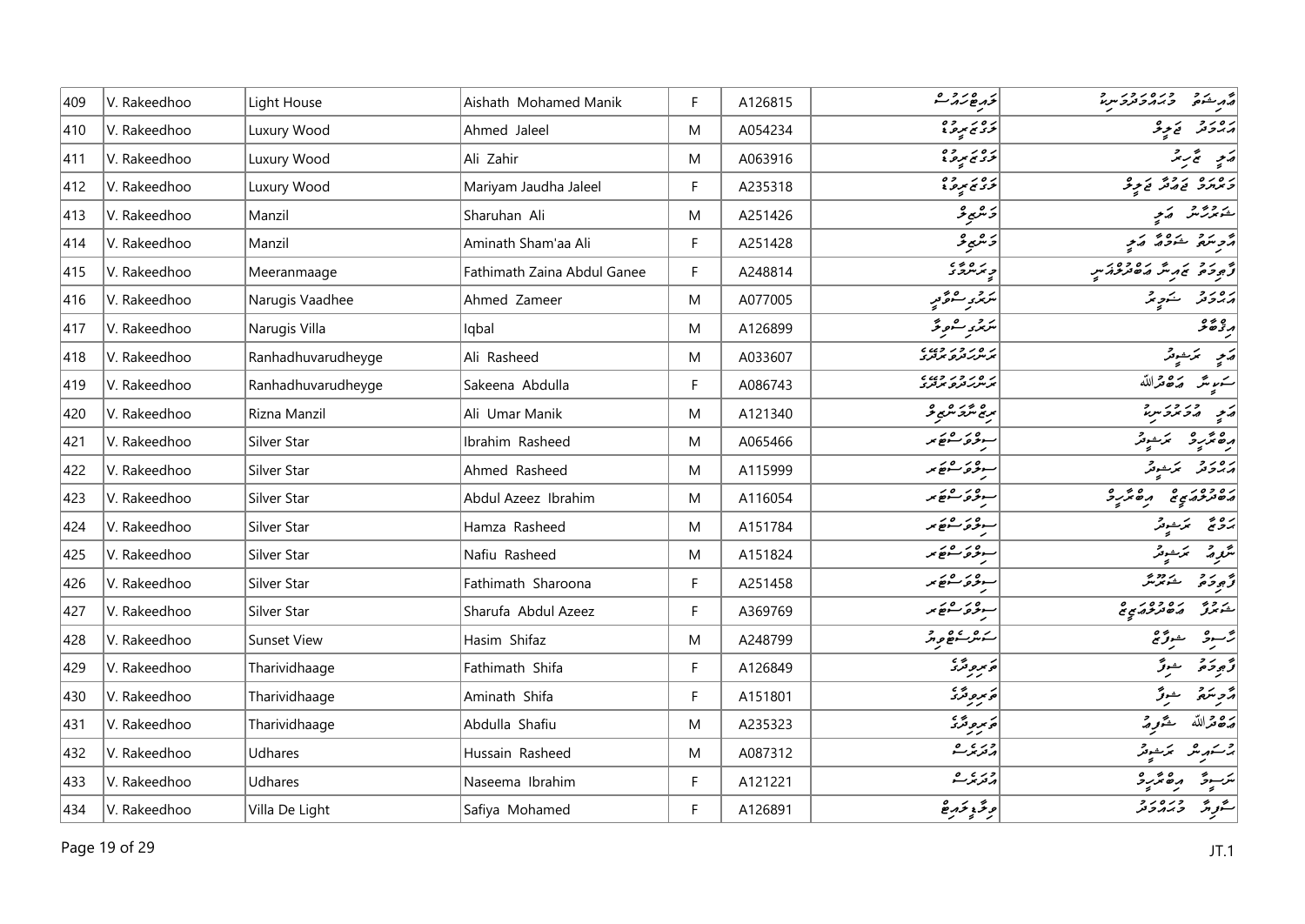| 409 | V. Rakeedhoo | Light House | Aishath Mohamed Manik | F | A126815 | ލައިޓްހައުސް | އާއިޝަތު މުހައްމަދުމާނިކު |
|---|---|---|---|---|---|---|---|
| 410 | V. Rakeedhoo | Luxury Wood | Ahmed Jaleel | M | A054234 | ލަގްޒަރީވުޑް | އަޙްމަދު ޖަލީލް |
| 411 | V. Rakeedhoo | Luxury Wood | Ali Zahir | M | A063916 | ލަގްޒަރީވުޑް | އަލި ޒާހިރު |
| 412 | V. Rakeedhoo | Luxury Wood | Mariyam Jaudha Jaleel | F | A235318 | ލަގްޒަރީވުޑް | މަރިޔަމް ޖައުދާ ޖަލީލް |
| 413 | V. Rakeedhoo | Manzil | Sharuhan Ali | M | A251426 | މަންޒިލް | ޝަރުހާން އަލި |
| 414 | V. Rakeedhoo | Manzil | Aminath Sham'aa Ali | F | A251428 | މަންޒިލް | އާމިނަތު ޝަމްޢާ އަލި |
| 415 | V. Rakeedhoo | Meeranmaage | Fathimath Zaina Abdul Ganee | F | A248814 | މީރަންމާގެ | ފާތިމަތު ޒައިނާ އަބްދުލްޣަނީ |
| 416 | V. Rakeedhoo | Narugis Vaadhee | Ahmed Zameer | M | A077005 | ނަރުގިސްވާދީ | އަޙްމަދު ޒަމީރު |
| 417 | V. Rakeedhoo | Narugis Villa | Iqbal | M | A126899 | ނަރުގިސްވިލާ | އިޤްބާލް |
| 418 | V. Rakeedhoo | Ranhadhuvarudheyge | Ali Rasheed | M | A033607 | ރަންހަދުވަރުދޭގެ | އަލި ރަޝީދު |
| 419 | V. Rakeedhoo | Ranhadhuvarudheyge | Sakeena Abdulla | F | A086743 | ރަންހަދުވަރުދޭގެ | ސަކީނާ އަބްދުﷲ |
| 420 | V. Rakeedhoo | Rizna Manzil | Ali Umar Manik | M | A121340 | ރިޒްނާމަންޒިލް | އަލި އުމަރުމަނިކު |
| 421 | V. Rakeedhoo | Silver Star | Ibrahim Rasheed | M | A065466 | ސިލްވަރސްޓަރ | އިބްރާހީމް ރަޝީދު |
| 422 | V. Rakeedhoo | Silver Star | Ahmed Rasheed | M | A115999 | ސިލްވަރސްޓަރ | އަޙްމަދު ރަޝީދު |
| 423 | V. Rakeedhoo | Silver Star | Abdul Azeez Ibrahim | M | A116054 | ސިލްވަރސްޓަރ | އަބްދުލްޢަޒީޒް އިބްރާހީމް |
| 424 | V. Rakeedhoo | Silver Star | Hamza Rasheed | M | A151784 | ސިލްވަރސްޓަރ | ހަމްޒާ ރަޝީދު |
| 425 | V. Rakeedhoo | Silver Star | Nafiu Rasheed | M | A151824 | ސިލްވަރސްޓަރ | ނާފިޢު ރަޝީދު |
| 426 | V. Rakeedhoo | Silver Star | Fathimath Sharoona | F | A251458 | ސިލްވަރސްޓަރ | ފާތިމަތު ޝަރޫނާ |
| 427 | V. Rakeedhoo | Silver Star | Sharufa Abdul Azeez | F | A369769 | ސިލްވަރސްޓަރ | ޝަރުފާ އަބްދުލްޢަޒީޒް |
| 428 | V. Rakeedhoo | Sunset View | Hasim Shifaz | M | A248799 | ސަންސެޓްވިއު | ހާސިމް ޝިފާޒް |
| 429 | V. Rakeedhoo | Tharividhaage | Fathimath Shifa | F | A126849 | ތަރިވިދާގެ | ފާތިމަތު ޝިފާ |
| 430 | V. Rakeedhoo | Tharividhaage | Aminath Shifa | F | A151801 | ތަރިވިދާގެ | އާމިނަތު ޝިފާ |
| 431 | V. Rakeedhoo | Tharividhaage | Abdulla Shafiu | M | A235323 | ތަރިވިދާގެ | އަބްދުﷲ ޝާފިޢު |
| 432 | V. Rakeedhoo | Udhares | Hussain Rasheed | M | A087312 | އުދަރެސް | ހުސައިން ރަޝީދު |
| 433 | V. Rakeedhoo | Udhares | Naseema Ibrahim | F | A121221 | އުދަރެސް | ނަސީމާ އިބްރާހީމް |
| 434 | V. Rakeedhoo | Villa De Light | Safiya Mohamed | F | A126891 | ވިލާޑިލައިޓް | ސާފިޔާ މުހައްމަދު |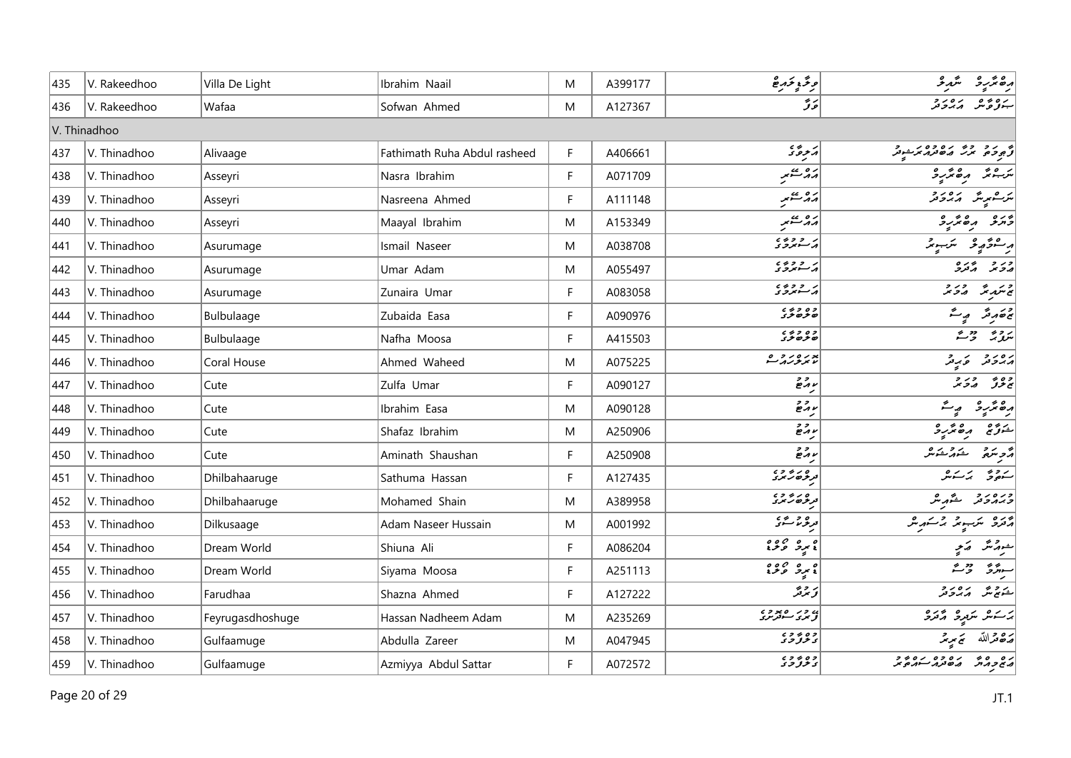| 435 | V. Rakeedhoo | Villa De Light | Ibrahim Naail | M | A399177 | ވިލާޑިލައިޓް | އިބްރާހީމް ނާއިލް |
|---|---|---|---|---|---|---|---|
| 436 | V. Rakeedhoo | Wafaa | Sofwan Ahmed | M | A127367 | ވަފާ | ސަފްވާން އަޙްމަދު |
| V. Thinadhoo | | | | | | | |
| 437 | V. Thinadhoo | Alivaage | Fathimath Ruha Abdul rasheed | F | A406661 | އަލިވާގެ | ފާތިމަތު ރުހާ އަބްދުއްރަޝީދު |
| 438 | V. Thinadhoo | Asseyri | Nasra Ibrahim | F | A071709 | އައްސޭރި | ނަސްރާ އިބްރާހީމް |
| 439 | V. Thinadhoo | Asseyri | Nasreena Ahmed | F | A111148 | އައްސޭރި | ނަސްރީނާ އަޙްމަދު |
| 440 | V. Thinadhoo | Asseyri | Maayal Ibrahim | M | A153349 | އައްސޭރި | މާޔަލް އިބްރާހީމް |
| 441 | V. Thinadhoo | Asurumage | Ismail Naseer | M | A038708 | އަސުރުމަގެ | އިސްމާޢީލް ނަސީރު |
| 442 | V. Thinadhoo | Asurumage | Umar Adam | M | A055497 | އަސުރުމަގެ | ޢުމަރު އާދަމް |
| 443 | V. Thinadhoo | Asurumage | Zunaira Umar | F | A083058 | އަސުރުމަގެ | ޒުނައިރާ ޢުމަރު |
| 444 | V. Thinadhoo | Bulbulaage | Zubaida Easa | F | A090976 | ބުލްބުލާގެ | ޒުބައިދާ ޢީސާ |
| 445 | V. Thinadhoo | Bulbulaage | Nafha Moosa | F | A415503 | ބުލްބުލާގެ | ނަފްހާ މޫސާ |
| 446 | V. Thinadhoo | Coral House | Ahmed Waheed | M | A075225 |ކޯރަލްހައުސް | އަޙްމަދު ވަޙީދު |
| 447 | V. Thinadhoo | Cute | Zulfa Umar | F | A090127 | ކިއުޓް | ޒުލްފާ ޢުމަރު |
| 448 | V. Thinadhoo | Cute | Ibrahim Easa | M | A090128 | ކިއުޓް | އިބްރާހީމް ޢީސާ |
| 449 | V. Thinadhoo | Cute | Shafaz Ibrahim | M | A250906 | ކިއުޓް | ޝަފާޒު އިބްރާހީމް |
| 450 | V. Thinadhoo | Cute | Aminath Shaushan | F | A250908 | ކިއުޓް | އާމިނަތު ޝައުޝަން |
| 451 | V. Thinadhoo | Dhilbahaaruge | Sathuma Hassan | F | A127435 | ދިލްބަހާރުގެ | ސަތުމާ ޙަސަން |
| 452 | V. Thinadhoo | Dhilbahaaruge | Mohamed Shain | M | A389958 | ދިލްބަހާރުގެ | މުޙައްމަދު ޝާއިން |
| 453 | V. Thinadhoo | Dilkusaage | Adam Naseer Hussain | M | A001992 | ދިލްކުސާގެ | އާދަމް ނަސީރު ޙުސައިން |
| 454 | V. Thinadhoo | Dream World | Shiuna Ali | F | A086204 | ޑްރީމްވޯލްޑް | ޝިއުނާ ޢަލީ |
| 455 | V. Thinadhoo | Dream World | Siyama Moosa | F | A251113 | ޑްރީމްވޯލްޑް | ސިޔާމާ މޫސާ |
| 456 | V. Thinadhoo | Farudhaa | Shazna Ahmed | F | A127222 | ފަރުދާ | ޝަޒްނާ އަޙްމަދު |
| 457 | V. Thinadhoo | Feyrugasdhoshuge | Hassan Nadheem Adam | M | A235269 | ފޭރުގަސްދޮށުގެ | ޙަސަން ނަދީމް އާދަމް |
| 458 | V. Thinadhoo | Gulfaamuge | Abdulla Zareer | M | A047945 | ގުލްފާމުގެ | އަބްދުﷲ ޒަރީރު |
| 459 | V. Thinadhoo | Gulfaamuge | Azmiyya Abdul Sattar | F | A072572 | ގުލްފާމުގެ | އަޒްމިއްޔާ އަބްދުއްސައްތާރު |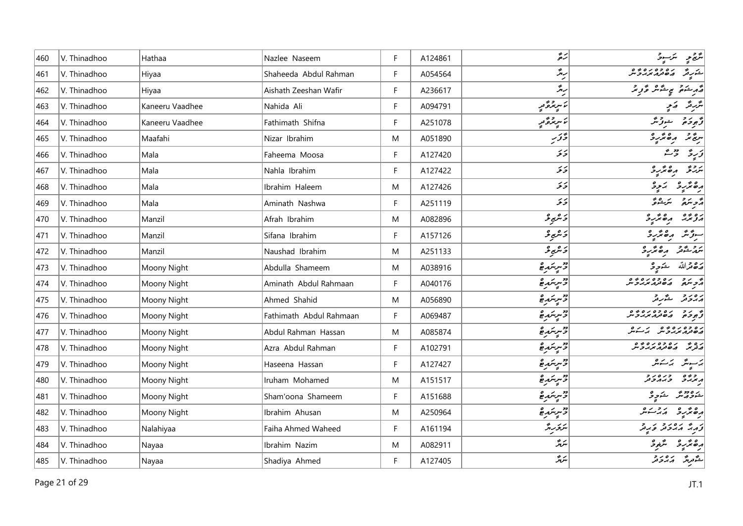| 460 | V. Thinadhoo | Hathaa | Nazlee Naseem | F | A124861 | ހަތާ | ނާޒްލީ ނަސީމް |
|---|---|---|---|---|---|---|---|
| 461 | V. Thinadhoo | Hiyaa | Shaheeda Abdul Rahman | F | A054564 | ހިޔާ | ޝަހީދާ އަބްދުލްރަޙްމާން |
| 462 | V. Thinadhoo | Hiyaa | Aishath Zeeshan Wafir | F | A236617 | ހިޔާ | އާއިޝަތު ޒީޝާން ވާފިރު |
| 463 | V. Thinadhoo | Kaneeru Vaadhee | Nahida Ali | F | A094791 | ކަނީރުވާދީ | ނާހިދާ އަލީ |
| 464 | V. Thinadhoo | Kaneeru Vaadhee | Fathimath Shifna | F | A251078 | ކަނީރުވާދީ | ފާތިމަތު ޝިފްނާ |
| 465 | V. Thinadhoo | Maafahi | Nizar Ibrahim | M | A051890 | މާފަހި | ނިޒާރު އިބްރާހީމް |
| 466 | V. Thinadhoo | Mala | Faheema Moosa | F | A127420 | މަލަ | ފަހީމާ މޫސާ |
| 467 | V. Thinadhoo | Mala | Nahla Ibrahim | F | A127422 | މަލަ | ނަހްލާ އިބްރާހީމް |
| 468 | V. Thinadhoo | Mala | Ibrahim Haleem | M | A127426 | މަލަ | އިބްރާހީމް ހަލީމް |
| 469 | V. Thinadhoo | Mala | Aminath Nashwa | F | A251119 | މަލަ | އާމިނަތު ނަޝްވާ |
| 470 | V. Thinadhoo | Manzil | Afrah Ibrahim | M | A082896 | މަންޒިލް | އަފްރާހް އިބްރާހީމް |
| 471 | V. Thinadhoo | Manzil | Sifana Ibrahim | F | A157126 | މަންޒިލް | ސިފާނާ އިބްރާހީމް |
| 472 | V. Thinadhoo | Manzil | Naushad Ibrahim | M | A251133 | މަންޒިލް | ނައުޝާދު އިބްރާހީމް |
| 473 | V. Thinadhoo | Moony Night | Abdulla Shameem | M | A038916 | މޫނިނައިޓް | އަބްދުﷲ ޝަމީމް |
| 474 | V. Thinadhoo | Moony Night | Aminath Abdul Rahmaan | F | A040176 | މޫނިނައިޓް | އާމިނަތު އަބްދުލްރަޙްމާން |
| 475 | V. Thinadhoo | Moony Night | Ahmed Shahid | M | A056890 | މޫނިނައިޓް | އަޙްމަދު ޝާހިދު |
| 476 | V. Thinadhoo | Moony Night | Fathimath Abdul Rahmaan | F | A069487 | މޫނިނައިޓް | ފާތިމަތު އަބްދުލްރަޙްމާން |
| 477 | V. Thinadhoo | Moony Night | Abdul Rahman Hassan | M | A085874 | މޫނިނައިޓް | އަބްދުލްރަޙްމާން ޙަސަން |
| 478 | V. Thinadhoo | Moony Night | Azra Abdul Rahman | F | A102791 | މޫނިނައިޓް | އަޒްރާ އަބްދުލްރަޙްމާން |
| 479 | V. Thinadhoo | Moony Night | Haseena Hassan | F | A127427 | މޫނިނައިޓް | ހަސީނާ ހަސަން |
| 480 | V. Thinadhoo | Moony Night | Iruham Mohamed | M | A151517 | މޫނިނައިޓް | އިރުހާމް މުޙައްމަދު |
| 481 | V. Thinadhoo | Moony Night | Sham'oona Shameem | F | A151688 | މޫނިނައިޓް | ޝަމްއޫނާ ޝަމީމް |
| 482 | V. Thinadhoo | Moony Night | Ibrahim Ahusan | M | A250964 | މޫނިނައިޓް | އިބްރާހީމް އަހުސަން |
| 483 | V. Thinadhoo | Nalahiyaa | Faiha Ahmed Waheed | F | A161194 | ނަލަހިޔާ | ފައިހާ އަޙްމަދު ވަހީދު |
| 484 | V. Thinadhoo | Nayaa | Ibrahim Nazim | M | A082911 | ނަޔާ | އިބްރާހީމް ނާޒިމް |
| 485 | V. Thinadhoo | Nayaa | Shadiya Ahmed | F | A127405 | ނަޔާ | ޝާދިޔާ އަޙްމަދު |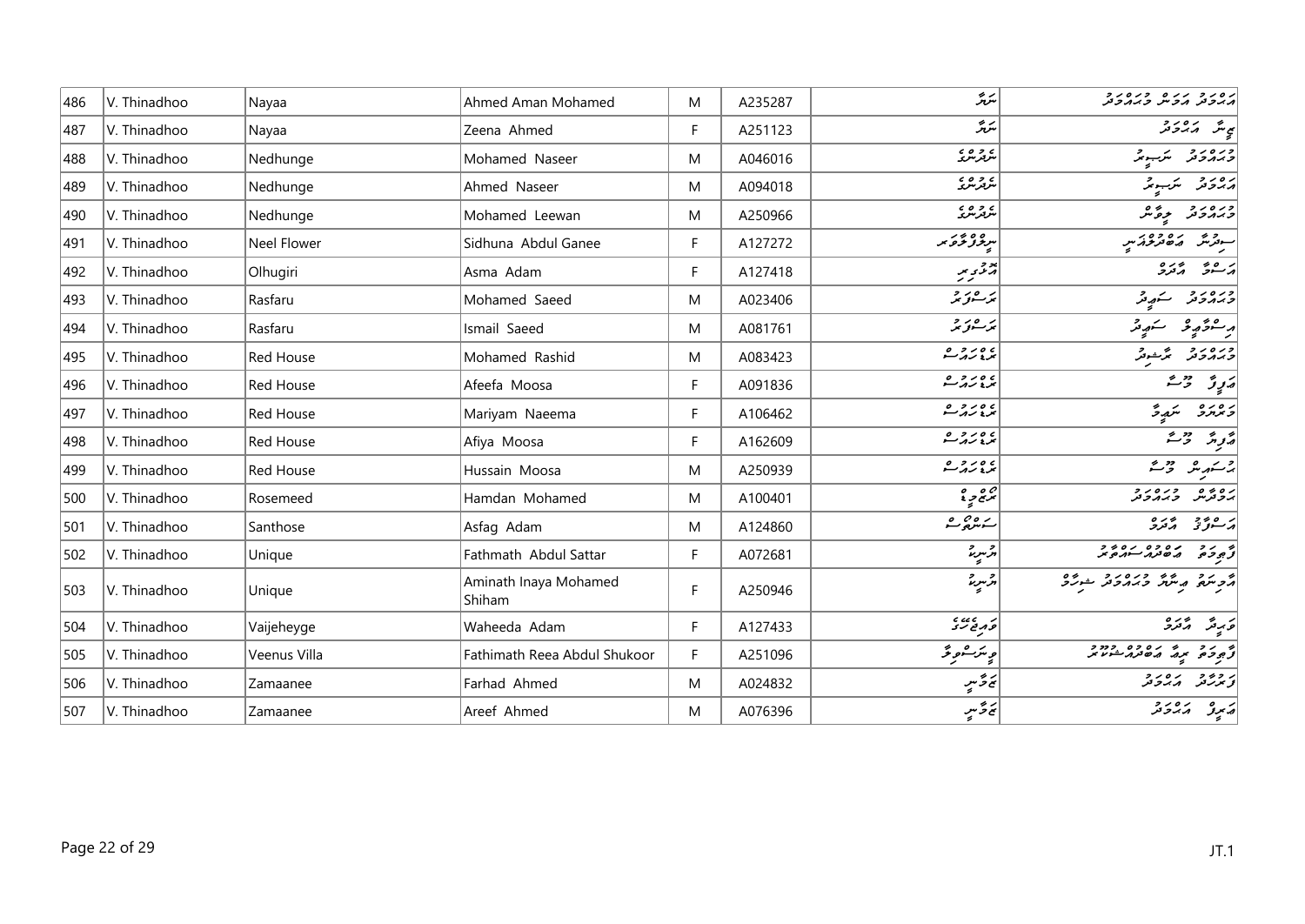| 486 | V. Thinadhoo | Nayaa | Ahmed Aman Mohamed | M | A235287 | ނަޔާ | އަޙްމަދު އަމަން މުޙައްމަދު |
|---|---|---|---|---|---|---|---|
| 487 | V. Thinadhoo | Nayaa | Zeena Ahmed | F | A251123 | ނަޔާ | ޒީނާ އަޙްމަދު |
| 488 | V. Thinadhoo | Nedhunge | Mohamed Naseer | M | A046016 | ނެދުންގެ | މުޙައްމަދު ނަޞީރު |
| 489 | V. Thinadhoo | Nedhunge | Ahmed Naseer | M | A094018 | ނެދުންގެ | އަޙްމަދު ނަޞީރު |
| 490 | V. Thinadhoo | Nedhunge | Mohamed Leewan | M | A250966 | ނެދުންގެ | މުޙައްމަދު ލީވާން |
| 491 | V. Thinadhoo | Neel Flower | Sidhuna Abdul Ganee | F | A127272 | ނީލްފްލަވަރ | ސިދުނާ އަބްދުލްޣަނީ |
| 492 | V. Thinadhoo | Olhugiri | Asma Adam | F | A127418 | އޮޅުގިރި | އަސްމާ އާދަމް |
| 493 | V. Thinadhoo | Rasfaru | Mohamed Saeed | M | A023406 | ރަސްފަރު | މުޙައްމަދު ސައީދު |
| 494 | V. Thinadhoo | Rasfaru | Ismail Saeed | M | A081761 | ރަސްފަރު | އިސްމާޢީލް ސައީދު |
| 495 | V. Thinadhoo | Red House | Mohamed Rashid | M | A083423 | ރެޑްހައުސް | މުޙައްމަދު ރާޝިދު |
| 496 | V. Thinadhoo | Red House | Afeefa Moosa | F | A091836 | ރެޑްހައުސް | އަފީފާ މޫސާ |
| 497 | V. Thinadhoo | Red House | Mariyam Naeema | F | A106462 | ރެޑްހައުސް | މަރިޔަމް ނަޢީމާ |
| 498 | V. Thinadhoo | Red House | Afiya Moosa | F | A162609 | ރެޑްހައުސް | އާފިޔާ މޫސާ |
| 499 | V. Thinadhoo | Red House | Hussain Moosa | M | A250939 | ރެޑްހައުސް | ހުސައިން މޫސާ |
| 500 | V. Thinadhoo | Rosemeed | Hamdan Mohamed | M | A100401 | ރޯޒްމީޑް | ހަމްދާން މުޙައްމަދު |
| 501 | V. Thinadhoo | Santhose | Asfag Adam | M | A124860 | ސަންތޯސް | އަސްފާގު އާދަމް |
| 502 | V. Thinadhoo | Unique | Fathmath Abdul Sattar | F | A072681 | ޔުނީކް | ފާތިމަތު އަބްދުލްސައްތާރު |
| 503 | V. Thinadhoo | Unique | Aminath Inaya Mohamed Shiham | F | A250946 | ޔުނީކް | އާމިނަތު އިނާޔާ މުޙައްމަދު ޝިހާމް |
| 504 | V. Thinadhoo | Vaijeheyge | Waheeda Adam | F | A127433 | ވައިޖެހޭގެ | ވަހީދާ އާދަމް |
| 505 | V. Thinadhoo | Veenus Villa | Fathimath Reea Abdul Shukoor | F | A251096 | ވީނަސްވިލާ | ފާތިމަތު ރީއާ އަބްދުލްޝުކޫރު |
| 506 | V. Thinadhoo | Zamaanee | Farhad Ahmed | M | A024832 | ޒަމާނީ | ފަރުހާދު އަޙްމަދު |
| 507 | V. Thinadhoo | Zamaanee | Areef Ahmed | M | A076396 | ޒަމާނީ | އަރީފް އަޙްމަދު |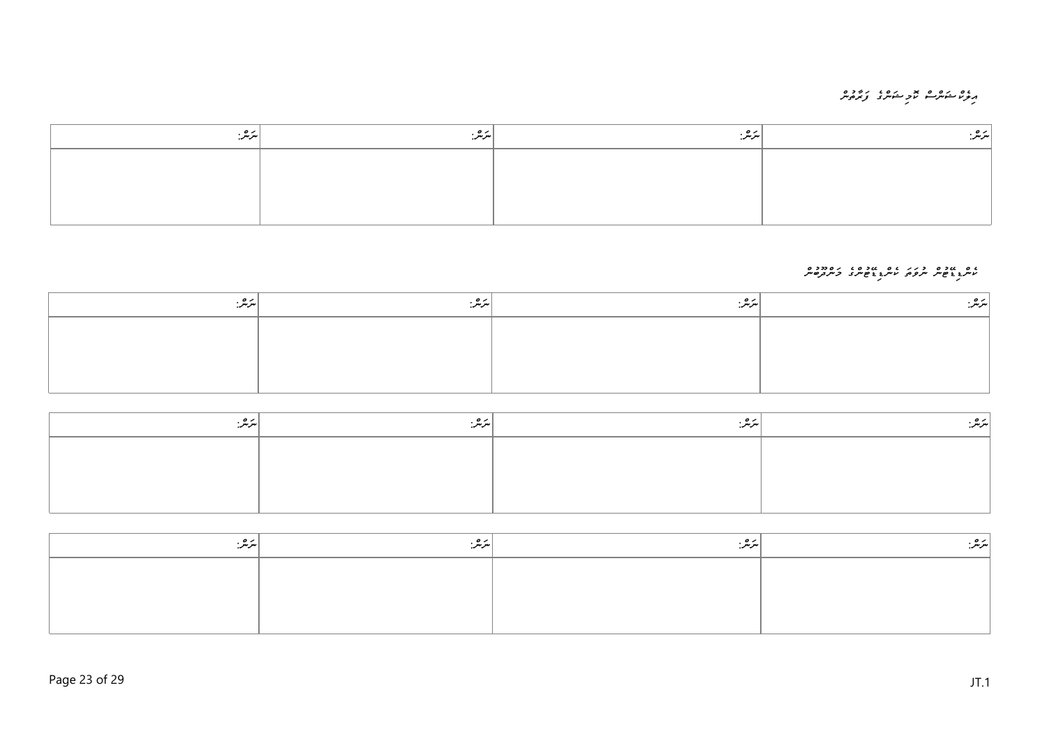# އިޔާދަކުރެވޭ ކޮލިފިކޭޝަން

| ނަން: | ނަން: | ނަން: | ނަން: |
|---|---|---|---|
| | | | |

# ކަންތައް ނިންމަވާ ދުވަސް

| ނަން: | ނަން: | ނަން: | ނަން: |
|---|---|---|---|
| | | | |

| ނަން: | ނަން: | ނަން: | ނަން: |
|---|---|---|---|
| | | | |

| ނަން: | ނަން: | ނަން: | ނަން: |
|---|---|---|---|
| | | | |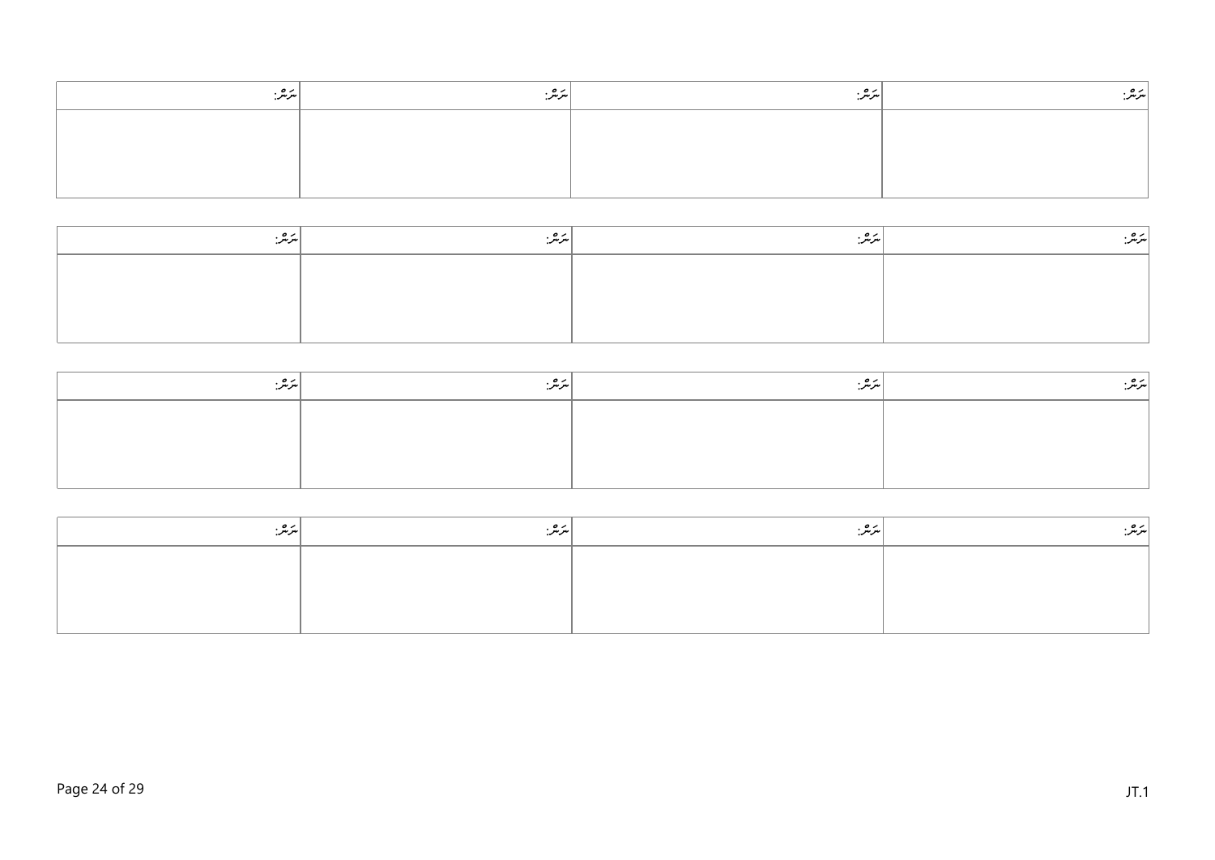| ނަންބަރު: | ނަންބަރު: | ނަންބަރު: | ނަންބަރު: |
|---|---|---|---|
| | | | |

| ނަންބަރު: | ނަންބަރު: | ނަންބަރު: | ނަންބަރު: |
|---|---|---|---|
| | | | |

| ނަންބަރު: | ނަންބަރު: | ނަންބަރު: | ނަންބަރު: |
|---|---|---|---|
| | | | |

| ނަންބަރު: | ނަންބަރު: | ނަންބަރު: | ނަންބަރު: |
|---|---|---|---|
| | | | |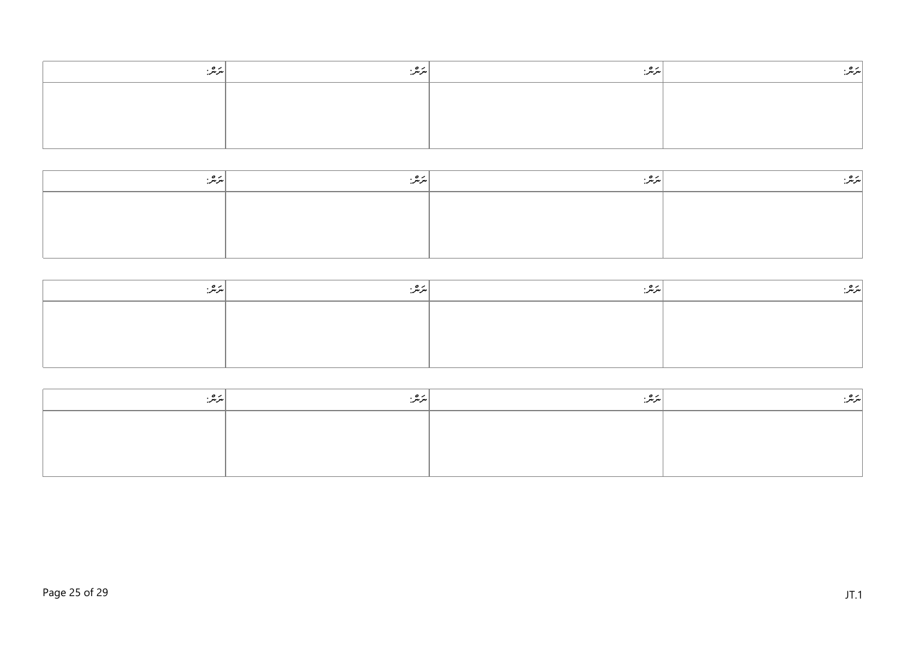| ނަރަދ: | ނަރަދ: | ނަރަދ: | ނަރަދ: |
| --- | --- | --- | --- |
| | | | |

| ނަރަދ: | ނަރަދ: | ނަރަދ: | ނަރަދ: |
| --- | --- | --- | --- |
| | | | |

| ނަރަދ: | ނަރަދ: | ނަރަދ: | ނަރަދ: |
| --- | --- | --- | --- |
| | | | |

| ނަރަދ: | ނަރަދ: | ނަރަދ: | ނަރަދ: |
| --- | --- | --- | --- |
| | | | |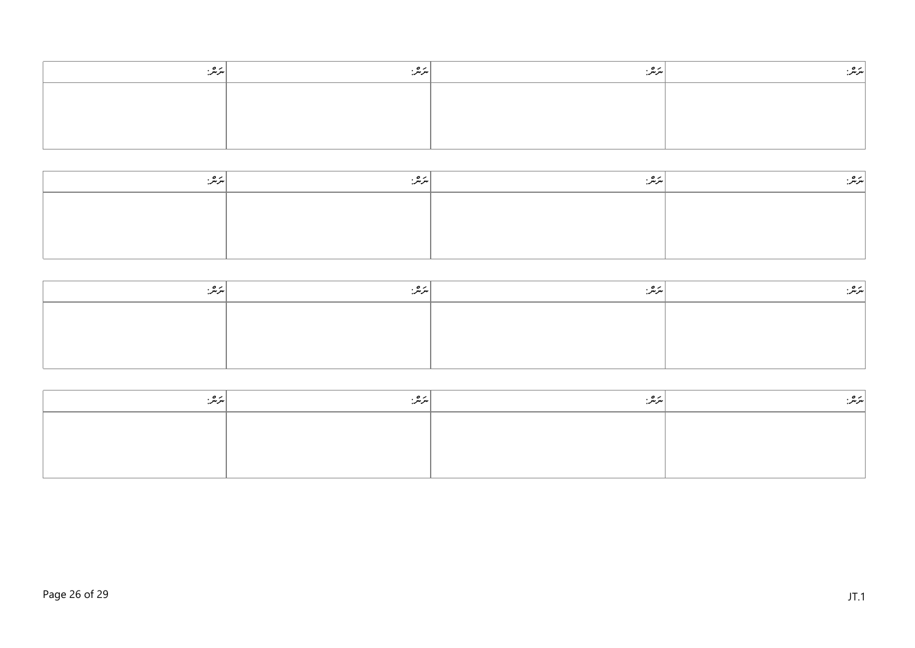| ނަރުދ: | ނަރުދ: | ނަރުދ: | ނަރުދ: |
| --- | --- | --- | --- |
| | | | |

| ނަރުދ: | ނަރުދ: | ނަރުދ: | ނަރުދ: |
| --- | --- | --- | --- |
| | | | |

| ނަރުދ: | ނަރުދ: | ނަރުދ: | ނަރުދ: |
| --- | --- | --- | --- |
| | | | |

| ނަރުދ: | ނަރުދ: | ނަރުދ: | ނަރުދ: |
| --- | --- | --- | --- |
| | | | |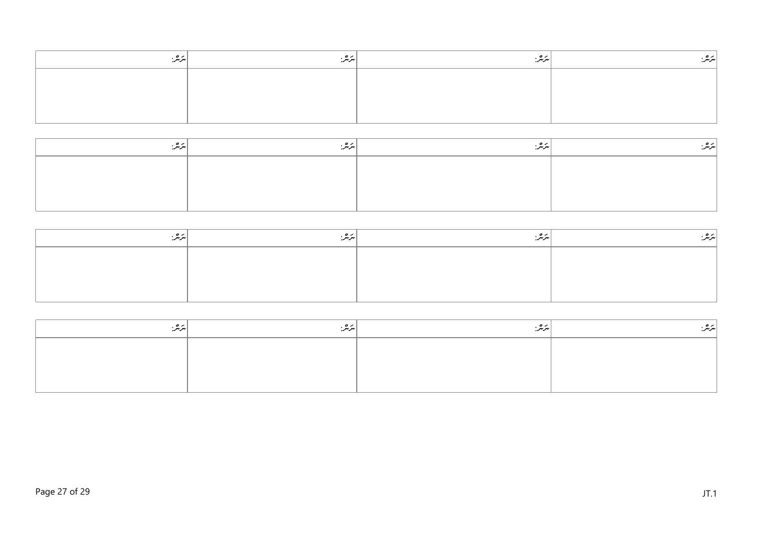| ނަރުދ: | ނަރުދ: | ނަރުދ: | ނަރުދ: |
| --- | --- | --- | --- |
| | | | |

| ނަރުދ: | ނަރުދ: | ނަރުދ: | ނަރުދ: |
| --- | --- | --- | --- |
| | | | |

| ނަރުދ: | ނަރުދ: | ނަރުދ: | ނަރުދ: |
| --- | --- | --- | --- |
| | | | |

| ނަރުދ: | ނަރުދ: | ނަރުދ: | ނަރުދ: |
| --- | --- | --- | --- |
| | | | |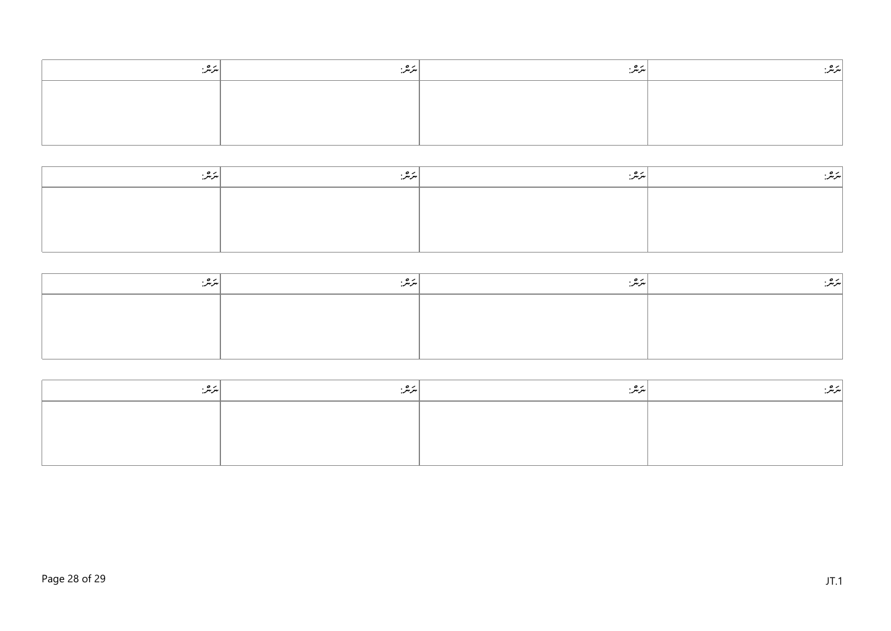| ނަންބަރު: | ނަންބަރު: | ނަންބަރު: | ނަންބަރު: |
| --- | --- | --- | --- |
| | | | |

| ނަންބަރު: | ނަންބަރު: | ނަންބަރު: | ނަންބަރު: |
| --- | --- | --- | --- |
| | | | |

| ނަންބަރު: | ނަންބަރު: | ނަންބަރު: | ނަންބަރު: |
| --- | --- | --- | --- |
| | | | |

| ނަންބަރު: | ނަންބަރު: | ނަންބަރު: | ނަންބަރު: |
| --- | --- | --- | --- |
| | | | |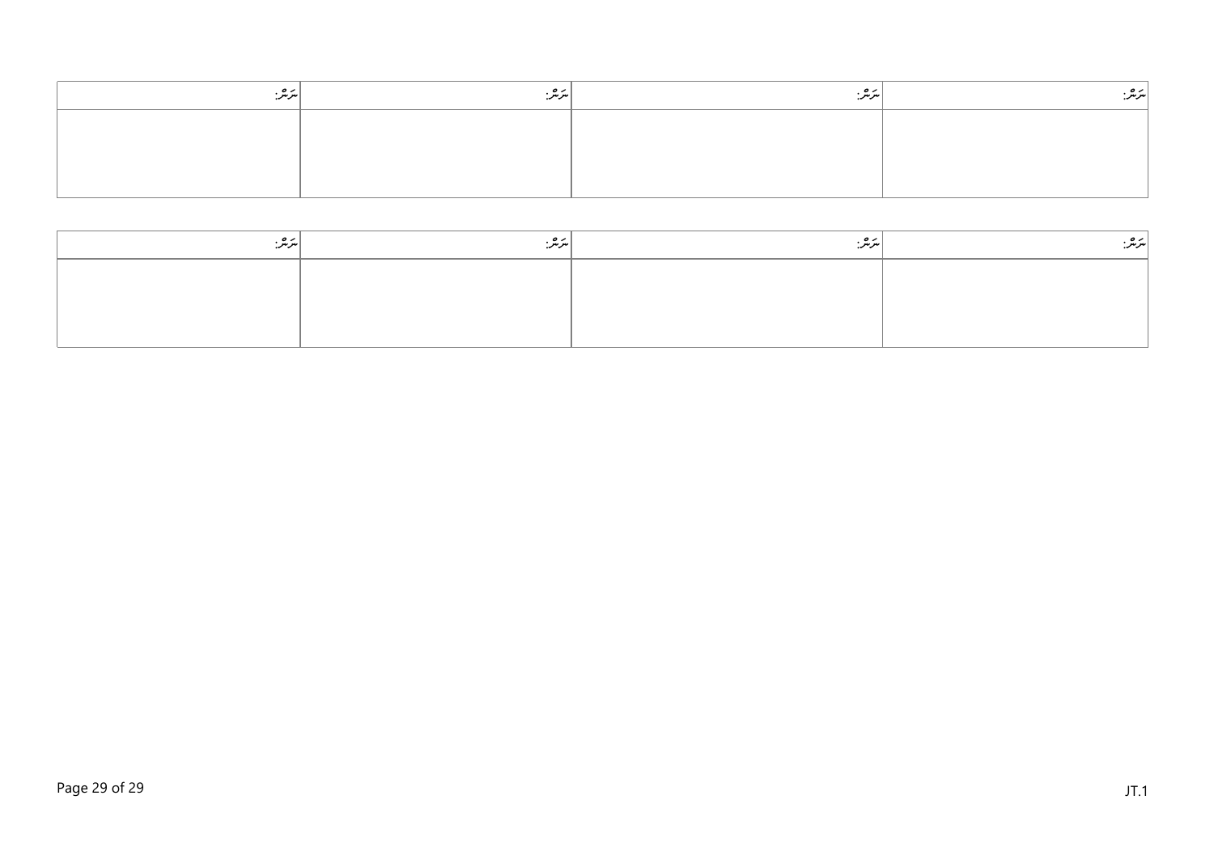| ނަރުނ: | ނަރުނ: | ނަރުނ: | ނަރުނ: |
| --- | --- | --- | --- |
| | | | |

| ނަރުނ: | ނަރުނ: | ނަރުނ: | ނަރުނ: |
| --- | --- | --- | --- |
| | | | |